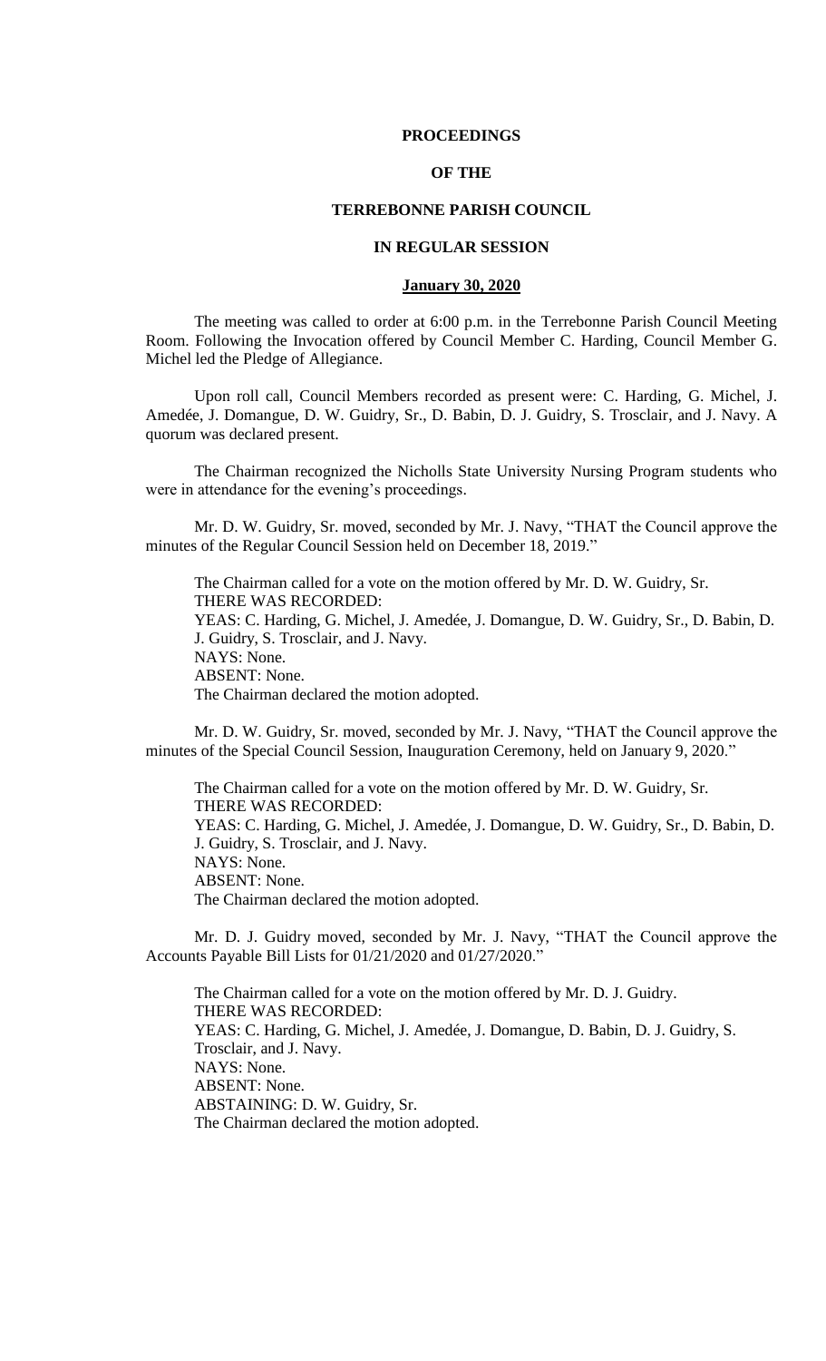**PROCEEDINGS**

**OF THE**

**TERREBONNE PARISH COUNCIL**

**IN REGULAR SESSION**

**January 30, 2020**

The meeting was called to order at 6:00 p.m. in the Terrebonne Parish Council Meeting Room. Following the Invocation offered by Council Member C. Harding, Council Member G. Michel led the Pledge of Allegiance.

Upon roll call, Council Members recorded as present were: C. Harding, G. Michel, J. Amedée, J. Domangue, D. W. Guidry, Sr., D. Babin, D. J. Guidry, S. Trosclair, and J. Navy. A quorum was declared present.

The Chairman recognized the Nicholls State University Nursing Program students who were in attendance for the evening's proceedings.

Mr. D. W. Guidry, Sr. moved, seconded by Mr. J. Navy, "THAT the Council approve the minutes of the Regular Council Session held on December 18, 2019."

The Chairman called for a vote on the motion offered by Mr. D. W. Guidry, Sr.
THERE WAS RECORDED:
YEAS: C. Harding, G. Michel, J. Amedée, J. Domangue, D. W. Guidry, Sr., D. Babin, D. J. Guidry, S. Trosclair, and J. Navy.
NAYS: None.
ABSENT: None.
The Chairman declared the motion adopted.

Mr. D. W. Guidry, Sr. moved, seconded by Mr. J. Navy, "THAT the Council approve the minutes of the Special Council Session, Inauguration Ceremony, held on January 9, 2020."

The Chairman called for a vote on the motion offered by Mr. D. W. Guidry, Sr.
THERE WAS RECORDED:
YEAS: C. Harding, G. Michel, J. Amedée, J. Domangue, D. W. Guidry, Sr., D. Babin, D. J. Guidry, S. Trosclair, and J. Navy.
NAYS: None.
ABSENT: None.
The Chairman declared the motion adopted.

Mr. D. J. Guidry moved, seconded by Mr. J. Navy, "THAT the Council approve the Accounts Payable Bill Lists for 01/21/2020 and 01/27/2020."

The Chairman called for a vote on the motion offered by Mr. D. J. Guidry.
THERE WAS RECORDED:
YEAS: C. Harding, G. Michel, J. Amedée, J. Domangue, D. Babin, D. J. Guidry, S. Trosclair, and J. Navy.
NAYS: None.
ABSENT: None.
ABSTAINING: D. W. Guidry, Sr.
The Chairman declared the motion adopted.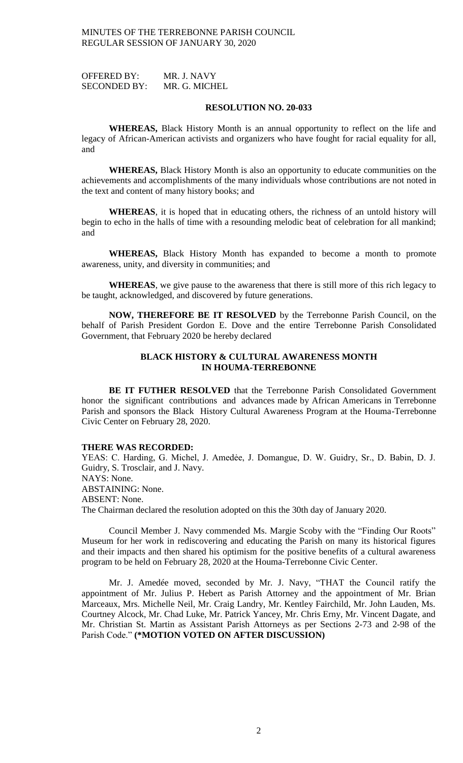OFFERED BY: MR. J. NAVY
SECONDED BY: MR. G. MICHEL

**RESOLUTION NO. 20-033**

**WHEREAS,** Black History Month is an annual opportunity to reflect on the life and legacy of African-American activists and organizers who have fought for racial equality for all, and

**WHEREAS,** Black History Month is also an opportunity to educate communities on the achievements and accomplishments of the many individuals whose contributions are not noted in the text and content of many history books; and

**WHEREAS**, it is hoped that in educating others, the richness of an untold history will begin to echo in the halls of time with a resounding melodic beat of celebration for all mankind; and

**WHEREAS,** Black History Month has expanded to become a month to promote awareness, unity, and diversity in communities; and

**WHEREAS**, we give pause to the awareness that there is still more of this rich legacy to be taught, acknowledged, and discovered by future generations.

**NOW, THEREFORE BE IT RESOLVED** by the Terrebonne Parish Council, on the behalf of Parish President Gordon E. Dove and the entire Terrebonne Parish Consolidated Government, that February 2020 be hereby declared

**BLACK HISTORY & CULTURAL AWARENESS MONTH IN HOUMA-TERREBONNE**

**BE IT FUTHER RESOLVED** that the Terrebonne Parish Consolidated Government honor the significant contributions and advances made by African Americans in Terrebonne Parish and sponsors the Black History Cultural Awareness Program at the Houma-Terrebonne Civic Center on February 28, 2020.

**THERE WAS RECORDED:**
YEAS: C. Harding, G. Michel, J. Amedėe, J. Domangue, D. W. Guidry, Sr., D. Babin, D. J. Guidry, S. Trosclair, and J. Navy.
NAYS: None.
ABSTAINING: None.
ABSENT: None.
The Chairman declared the resolution adopted on this the 30th day of January 2020.

Council Member J. Navy commended Ms. Margie Scoby with the "Finding Our Roots" Museum for her work in rediscovering and educating the Parish on many its historical figures and their impacts and then shared his optimism for the positive benefits of a cultural awareness program to be held on February 28, 2020 at the Houma-Terrebonne Civic Center.

Mr. J. Amedée moved, seconded by Mr. J. Navy, "THAT the Council ratify the appointment of Mr. Julius P. Hebert as Parish Attorney and the appointment of Mr. Brian Marceaux, Mrs. Michelle Neil, Mr. Craig Landry, Mr. Kentley Fairchild, Mr. John Lauden, Ms. Courtney Alcock, Mr. Chad Luke, Mr. Patrick Yancey, Mr. Chris Erny, Mr. Vincent Dagate, and Mr. Christian St. Martin as Assistant Parish Attorneys as per Sections 2-73 and 2-98 of the Parish Code." **(*MOTION VOTED ON AFTER DISCUSSION)**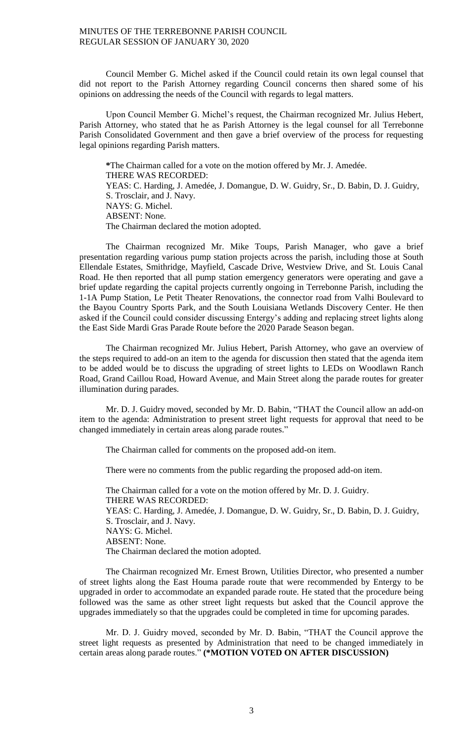Council Member G. Michel asked if the Council could retain its own legal counsel that did not report to the Parish Attorney regarding Council concerns then shared some of his opinions on addressing the needs of the Council with regards to legal matters.

Upon Council Member G. Michel's request, the Chairman recognized Mr. Julius Hebert, Parish Attorney, who stated that he as Parish Attorney is the legal counsel for all Terrebonne Parish Consolidated Government and then gave a brief overview of the process for requesting legal opinions regarding Parish matters.

*The Chairman called for a vote on the motion offered by Mr. J. Amedée.
THERE WAS RECORDED:
YEAS: C. Harding, J. Amedée, J. Domangue, D. W. Guidry, Sr., D. Babin, D. J. Guidry, S. Trosclair, and J. Navy.
NAYS: G. Michel.
ABSENT: None.
The Chairman declared the motion adopted.

The Chairman recognized Mr. Mike Toups, Parish Manager, who gave a brief presentation regarding various pump station projects across the parish, including those at South Ellendale Estates, Smithridge, Mayfield, Cascade Drive, Westview Drive, and St. Louis Canal Road. He then reported that all pump station emergency generators were operating and gave a brief update regarding the capital projects currently ongoing in Terrebonne Parish, including the 1-1A Pump Station, Le Petit Theater Renovations, the connector road from Valhi Boulevard to the Bayou Country Sports Park, and the South Louisiana Wetlands Discovery Center. He then asked if the Council could consider discussing Entergy's adding and replacing street lights along the East Side Mardi Gras Parade Route before the 2020 Parade Season began.

The Chairman recognized Mr. Julius Hebert, Parish Attorney, who gave an overview of the steps required to add-on an item to the agenda for discussion then stated that the agenda item to be added would be to discuss the upgrading of street lights to LEDs on Woodlawn Ranch Road, Grand Caillou Road, Howard Avenue, and Main Street along the parade routes for greater illumination during parades.

Mr. D. J. Guidry moved, seconded by Mr. D. Babin, "THAT the Council allow an add-on item to the agenda: Administration to present street light requests for approval that need to be changed immediately in certain areas along parade routes."

The Chairman called for comments on the proposed add-on item.

There were no comments from the public regarding the proposed add-on item.

The Chairman called for a vote on the motion offered by Mr. D. J. Guidry.
THERE WAS RECORDED:
YEAS: C. Harding, J. Amedée, J. Domangue, D. W. Guidry, Sr., D. Babin, D. J. Guidry, S. Trosclair, and J. Navy.
NAYS: G. Michel.
ABSENT: None.
The Chairman declared the motion adopted.

The Chairman recognized Mr. Ernest Brown, Utilities Director, who presented a number of street lights along the East Houma parade route that were recommended by Entergy to be upgraded in order to accommodate an expanded parade route. He stated that the procedure being followed was the same as other street light requests but asked that the Council approve the upgrades immediately so that the upgrades could be completed in time for upcoming parades.

Mr. D. J. Guidry moved, seconded by Mr. D. Babin, "THAT the Council approve the street light requests as presented by Administration that need to be changed immediately in certain areas along parade routes." **(*MOTION VOTED ON AFTER DISCUSSION)**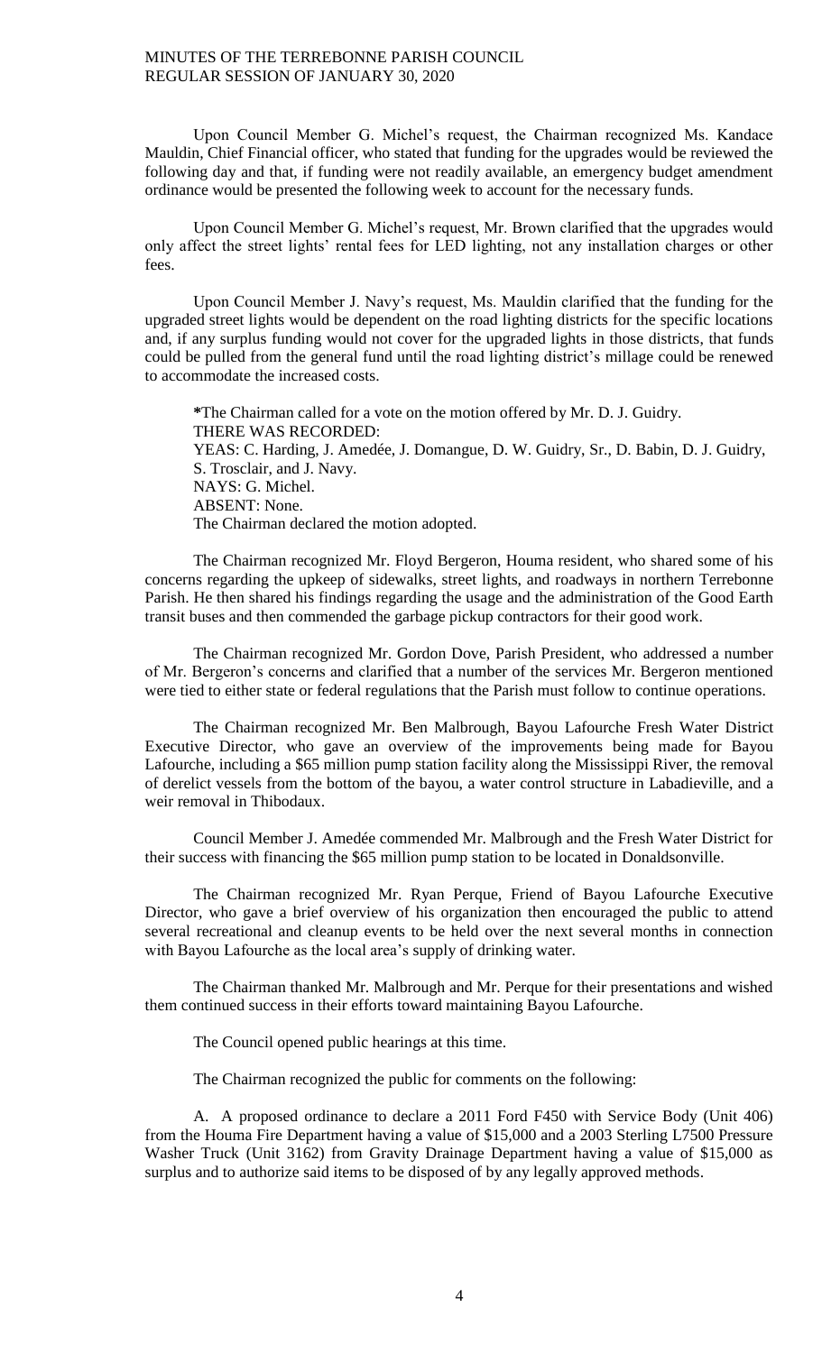Upon Council Member G. Michel's request, the Chairman recognized Ms. Kandace Mauldin, Chief Financial officer, who stated that funding for the upgrades would be reviewed the following day and that, if funding were not readily available, an emergency budget amendment ordinance would be presented the following week to account for the necessary funds.

Upon Council Member G. Michel's request, Mr. Brown clarified that the upgrades would only affect the street lights' rental fees for LED lighting, not any installation charges or other fees.

Upon Council Member J. Navy's request, Ms. Mauldin clarified that the funding for the upgraded street lights would be dependent on the road lighting districts for the specific locations and, if any surplus funding would not cover for the upgraded lights in those districts, that funds could be pulled from the general fund until the road lighting district's millage could be renewed to accommodate the increased costs.

*The Chairman called for a vote on the motion offered by Mr. D. J. Guidry.
THERE WAS RECORDED:
YEAS: C. Harding, J. Amedée, J. Domangue, D. W. Guidry, Sr., D. Babin, D. J. Guidry, S. Trosclair, and J. Navy.
NAYS: G. Michel.
ABSENT: None.
The Chairman declared the motion adopted.

The Chairman recognized Mr. Floyd Bergeron, Houma resident, who shared some of his concerns regarding the upkeep of sidewalks, street lights, and roadways in northern Terrebonne Parish. He then shared his findings regarding the usage and the administration of the Good Earth transit buses and then commended the garbage pickup contractors for their good work.

The Chairman recognized Mr. Gordon Dove, Parish President, who addressed a number of Mr. Bergeron's concerns and clarified that a number of the services Mr. Bergeron mentioned were tied to either state or federal regulations that the Parish must follow to continue operations.

The Chairman recognized Mr. Ben Malbrough, Bayou Lafourche Fresh Water District Executive Director, who gave an overview of the improvements being made for Bayou Lafourche, including a $65 million pump station facility along the Mississippi River, the removal of derelict vessels from the bottom of the bayou, a water control structure in Labadieville, and a weir removal in Thibodaux.

Council Member J. Amedée commended Mr. Malbrough and the Fresh Water District for their success with financing the $65 million pump station to be located in Donaldsonville.

The Chairman recognized Mr. Ryan Perque, Friend of Bayou Lafourche Executive Director, who gave a brief overview of his organization then encouraged the public to attend several recreational and cleanup events to be held over the next several months in connection with Bayou Lafourche as the local area's supply of drinking water.

The Chairman thanked Mr. Malbrough and Mr. Perque for their presentations and wished them continued success in their efforts toward maintaining Bayou Lafourche.

The Council opened public hearings at this time.

The Chairman recognized the public for comments on the following:

A. A proposed ordinance to declare a 2011 Ford F450 with Service Body (Unit 406) from the Houma Fire Department having a value of $15,000 and a 2003 Sterling L7500 Pressure Washer Truck (Unit 3162) from Gravity Drainage Department having a value of $15,000 as surplus and to authorize said items to be disposed of by any legally approved methods.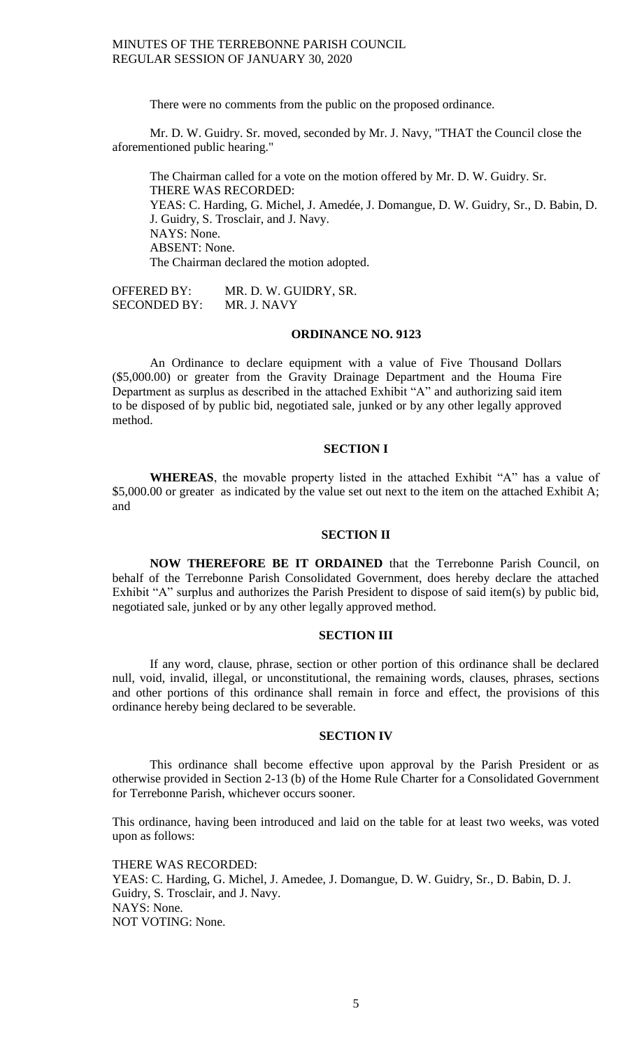There were no comments from the public on the proposed ordinance.

Mr. D. W. Guidry. Sr. moved, seconded by Mr. J. Navy, "THAT the Council close the aforementioned public hearing."

The Chairman called for a vote on the motion offered by Mr. D. W. Guidry. Sr.
THERE WAS RECORDED:
YEAS: C. Harding, G. Michel, J. Amedée, J. Domangue, D. W. Guidry, Sr., D. Babin, D. J. Guidry, S. Trosclair, and J. Navy.
NAYS: None.
ABSENT: None.
The Chairman declared the motion adopted.

OFFERED BY: MR. D. W. GUIDRY, SR.
SECONDED BY: MR. J. NAVY

## ORDINANCE NO. 9123

An Ordinance to declare equipment with a value of Five Thousand Dollars ($5,000.00) or greater from the Gravity Drainage Department and the Houma Fire Department as surplus as described in the attached Exhibit "A" and authorizing said item to be disposed of by public bid, negotiated sale, junked or by any other legally approved method.

### SECTION I

**WHEREAS**, the movable property listed in the attached Exhibit "A" has a value of $5,000.00 or greater as indicated by the value set out next to the item on the attached Exhibit A; and

### SECTION II

**NOW THEREFORE BE IT ORDAINED** that the Terrebonne Parish Council, on behalf of the Terrebonne Parish Consolidated Government, does hereby declare the attached Exhibit "A" surplus and authorizes the Parish President to dispose of said item(s) by public bid, negotiated sale, junked or by any other legally approved method.

### SECTION III

If any word, clause, phrase, section or other portion of this ordinance shall be declared null, void, invalid, illegal, or unconstitutional, the remaining words, clauses, phrases, sections and other portions of this ordinance shall remain in force and effect, the provisions of this ordinance hereby being declared to be severable.

### SECTION IV

This ordinance shall become effective upon approval by the Parish President or as otherwise provided in Section 2-13 (b) of the Home Rule Charter for a Consolidated Government for Terrebonne Parish, whichever occurs sooner.

This ordinance, having been introduced and laid on the table for at least two weeks, was voted upon as follows:

THERE WAS RECORDED:
YEAS: C. Harding, G. Michel, J. Amedee, J. Domangue, D. W. Guidry, Sr., D. Babin, D. J. Guidry, S. Trosclair, and J. Navy.
NAYS: None.
NOT VOTING: None.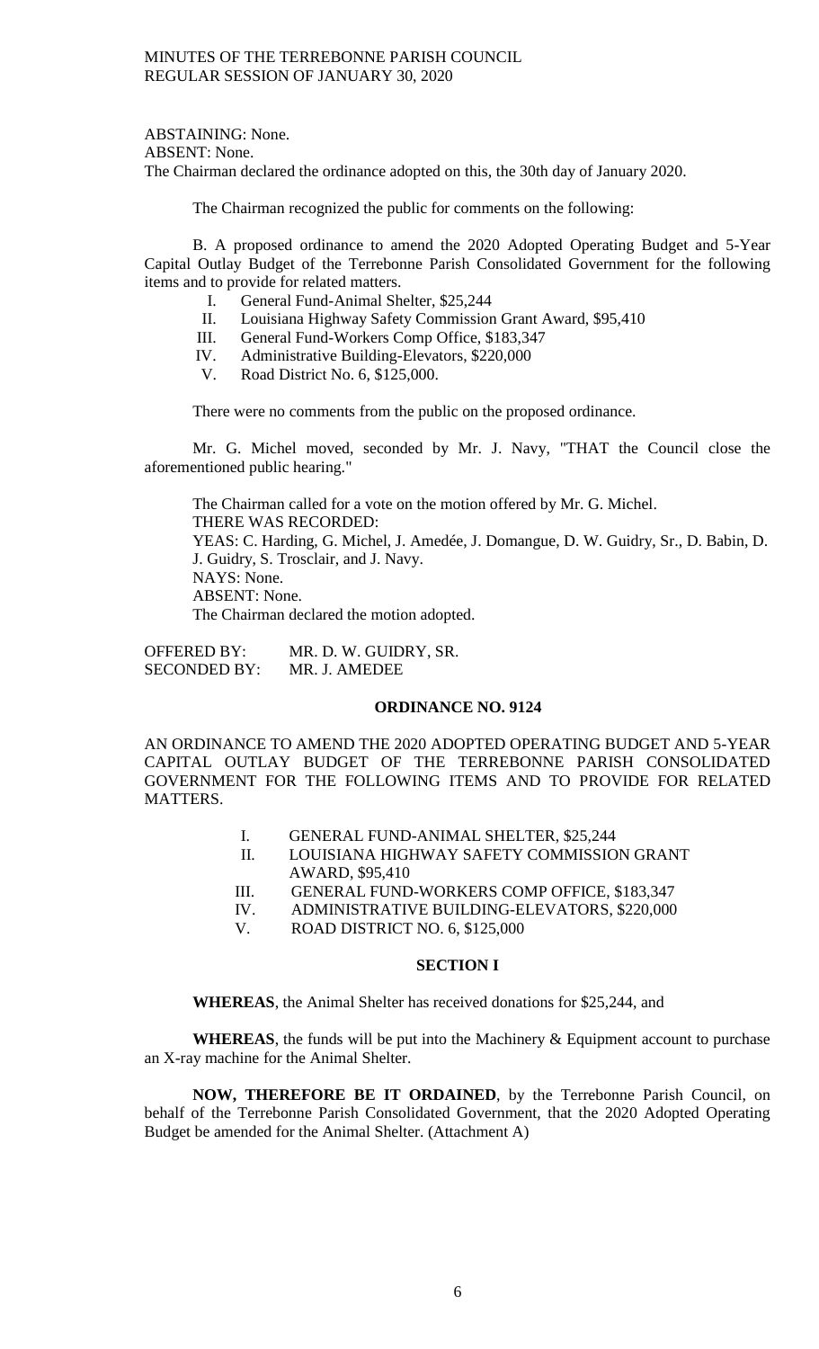ABSTAINING: None.
ABSENT: None.
The Chairman declared the ordinance adopted on this, the 30th day of January 2020.

The Chairman recognized the public for comments on the following:

B. A proposed ordinance to amend the 2020 Adopted Operating Budget and 5-Year Capital Outlay Budget of the Terrebonne Parish Consolidated Government for the following items and to provide for related matters.

I. General Fund-Animal Shelter, $25,244
II. Louisiana Highway Safety Commission Grant Award, $95,410
III. General Fund-Workers Comp Office, $183,347
IV. Administrative Building-Elevators, $220,000
V. Road District No. 6, $125,000.

There were no comments from the public on the proposed ordinance.

Mr. G. Michel moved, seconded by Mr. J. Navy, "THAT the Council close the aforementioned public hearing."

The Chairman called for a vote on the motion offered by Mr. G. Michel.
THERE WAS RECORDED:
YEAS: C. Harding, G. Michel, J. Amedée, J. Domangue, D. W. Guidry, Sr., D. Babin, D. J. Guidry, S. Trosclair, and J. Navy.
NAYS: None.
ABSENT: None.
The Chairman declared the motion adopted.

OFFERED BY: MR. D. W. GUIDRY, SR.
SECONDED BY: MR. J. AMEDEE

## ORDINANCE NO. 9124

AN ORDINANCE TO AMEND THE 2020 ADOPTED OPERATING BUDGET AND 5-YEAR CAPITAL OUTLAY BUDGET OF THE TERREBONNE PARISH CONSOLIDATED GOVERNMENT FOR THE FOLLOWING ITEMS AND TO PROVIDE FOR RELATED MATTERS.

I. GENERAL FUND-ANIMAL SHELTER, $25,244
II. LOUISIANA HIGHWAY SAFETY COMMISSION GRANT AWARD, $95,410
III. GENERAL FUND-WORKERS COMP OFFICE, $183,347
IV. ADMINISTRATIVE BUILDING-ELEVATORS, $220,000
V. ROAD DISTRICT NO. 6, $125,000

### SECTION I

**WHEREAS**, the Animal Shelter has received donations for $25,244, and

**WHEREAS**, the funds will be put into the Machinery & Equipment account to purchase an X-ray machine for the Animal Shelter.

**NOW, THEREFORE BE IT ORDAINED**, by the Terrebonne Parish Council, on behalf of the Terrebonne Parish Consolidated Government, that the 2020 Adopted Operating Budget be amended for the Animal Shelter. (Attachment A)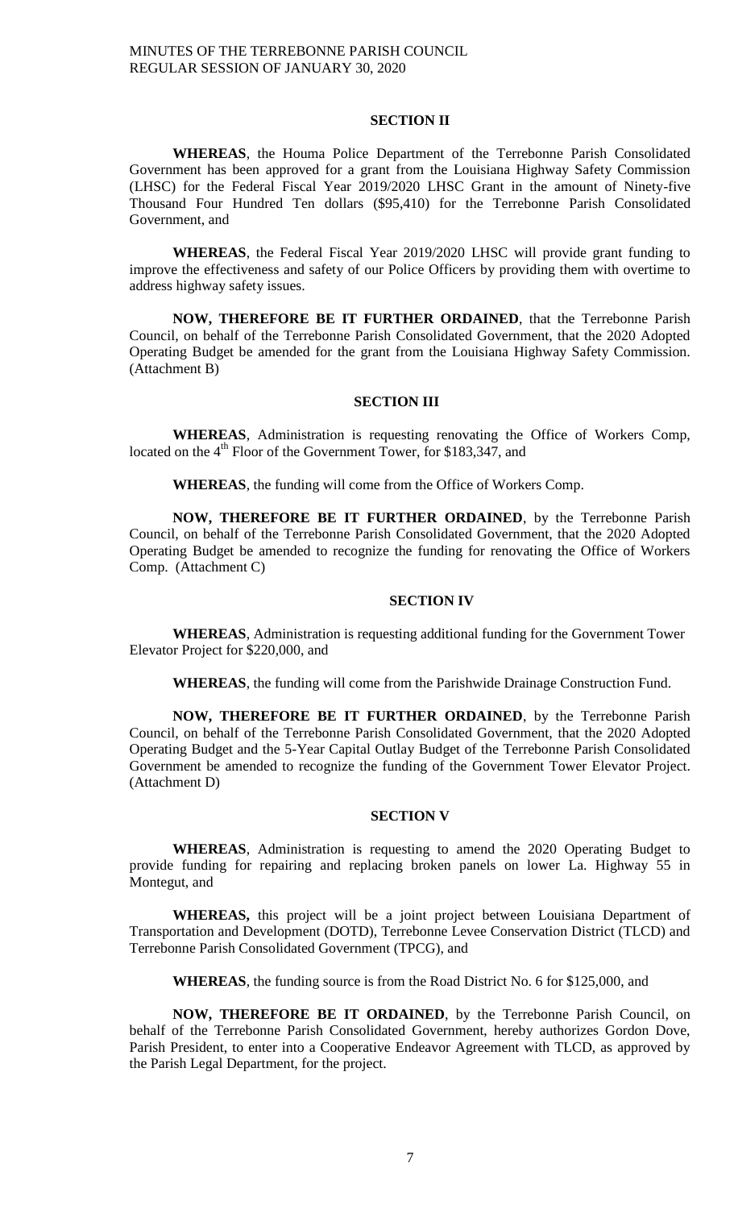## SECTION II

**WHEREAS**, the Houma Police Department of the Terrebonne Parish Consolidated Government has been approved for a grant from the Louisiana Highway Safety Commission (LHSC) for the Federal Fiscal Year 2019/2020 LHSC Grant in the amount of Ninety-five Thousand Four Hundred Ten dollars ($95,410) for the Terrebonne Parish Consolidated Government, and

**WHEREAS**, the Federal Fiscal Year 2019/2020 LHSC will provide grant funding to improve the effectiveness and safety of our Police Officers by providing them with overtime to address highway safety issues.

**NOW, THEREFORE BE IT FURTHER ORDAINED**, that the Terrebonne Parish Council, on behalf of the Terrebonne Parish Consolidated Government, that the 2020 Adopted Operating Budget be amended for the grant from the Louisiana Highway Safety Commission. (Attachment B)

## SECTION III

**WHEREAS**, Administration is requesting renovating the Office of Workers Comp, located on the 4th Floor of the Government Tower, for $183,347, and

**WHEREAS**, the funding will come from the Office of Workers Comp.

**NOW, THEREFORE BE IT FURTHER ORDAINED**, by the Terrebonne Parish Council, on behalf of the Terrebonne Parish Consolidated Government, that the 2020 Adopted Operating Budget be amended to recognize the funding for renovating the Office of Workers Comp. (Attachment C)

## SECTION IV

**WHEREAS**, Administration is requesting additional funding for the Government Tower Elevator Project for $220,000, and

**WHEREAS**, the funding will come from the Parishwide Drainage Construction Fund.

**NOW, THEREFORE BE IT FURTHER ORDAINED**, by the Terrebonne Parish Council, on behalf of the Terrebonne Parish Consolidated Government, that the 2020 Adopted Operating Budget and the 5-Year Capital Outlay Budget of the Terrebonne Parish Consolidated Government be amended to recognize the funding of the Government Tower Elevator Project. (Attachment D)

## SECTION V

**WHEREAS**, Administration is requesting to amend the 2020 Operating Budget to provide funding for repairing and replacing broken panels on lower La. Highway 55 in Montegut, and

**WHEREAS,** this project will be a joint project between Louisiana Department of Transportation and Development (DOTD), Terrebonne Levee Conservation District (TLCD) and Terrebonne Parish Consolidated Government (TPCG), and

**WHEREAS**, the funding source is from the Road District No. 6 for $125,000, and

**NOW, THEREFORE BE IT ORDAINED**, by the Terrebonne Parish Council, on behalf of the Terrebonne Parish Consolidated Government, hereby authorizes Gordon Dove, Parish President, to enter into a Cooperative Endeavor Agreement with TLCD, as approved by the Parish Legal Department, for the project.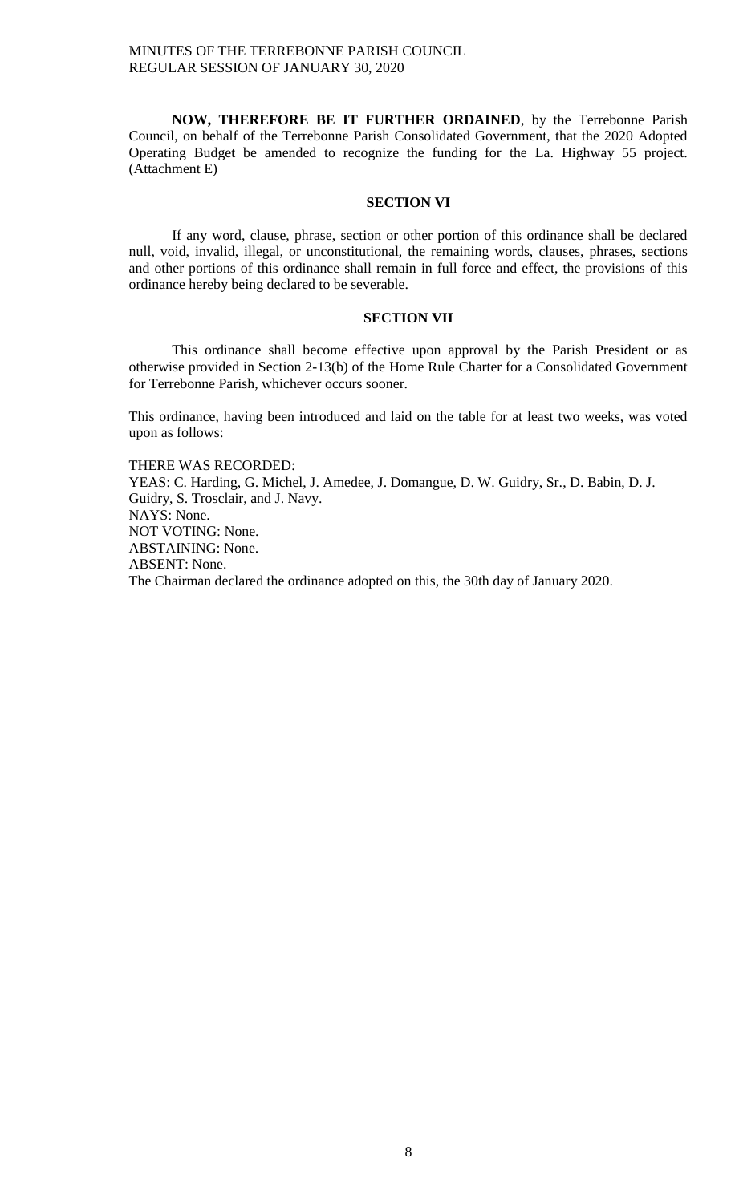**NOW, THEREFORE BE IT FURTHER ORDAINED**, by the Terrebonne Parish Council, on behalf of the Terrebonne Parish Consolidated Government, that the 2020 Adopted Operating Budget be amended to recognize the funding for the La. Highway 55 project. (Attachment E)

**SECTION VI**

If any word, clause, phrase, section or other portion of this ordinance shall be declared null, void, invalid, illegal, or unconstitutional, the remaining words, clauses, phrases, sections and other portions of this ordinance shall remain in full force and effect, the provisions of this ordinance hereby being declared to be severable.

**SECTION VII**

This ordinance shall become effective upon approval by the Parish President or as otherwise provided in Section 2-13(b) of the Home Rule Charter for a Consolidated Government for Terrebonne Parish, whichever occurs sooner.

This ordinance, having been introduced and laid on the table for at least two weeks, was voted upon as follows:

THERE WAS RECORDED:
YEAS: C. Harding, G. Michel, J. Amedee, J. Domangue, D. W. Guidry, Sr., D. Babin, D. J. Guidry, S. Trosclair, and J. Navy.
NAYS: None.
NOT VOTING: None.
ABSTAINING: None.
ABSENT: None.
The Chairman declared the ordinance adopted on this, the 30th day of January 2020.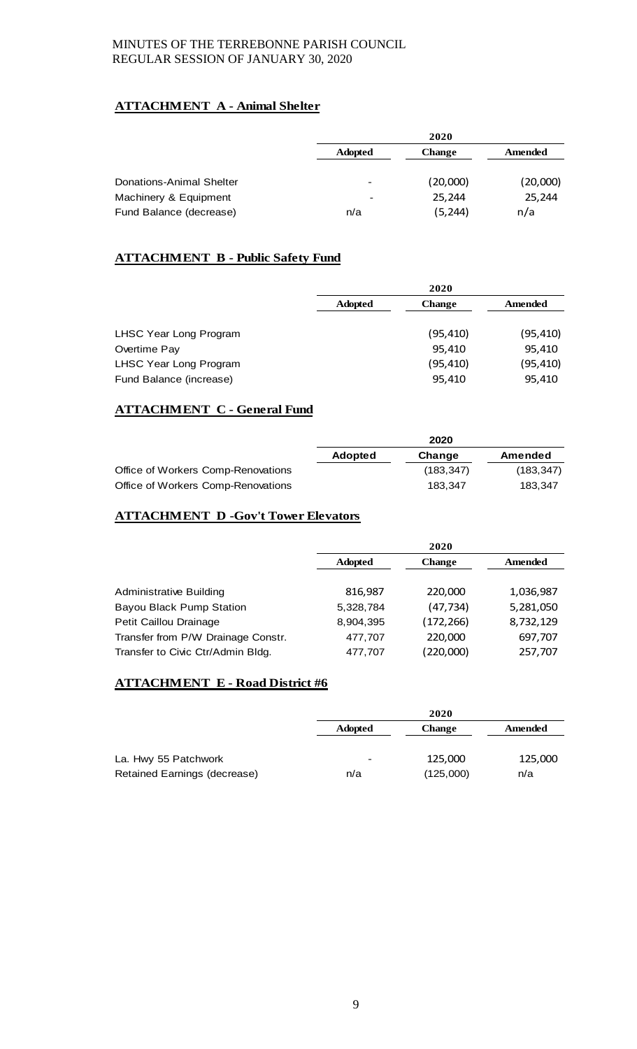**ATTACHMENT A - Animal Shelter**

| | 2020 | | |
|---|---|---|---|
| | Adopted | Change | Amended |
| Donations-Animal Shelter | - | (20,000) | (20,000) |
| Machinery & Equipment | - | 25,244 | 25,244 |
| Fund Balance (decrease) | n/a | (5,244) | n/a |

**ATTACHMENT B - Public Safety Fund**

| | 2020 | | |
|---|---|---|---|
| | Adopted | Change | Amended |
| LHSC Year Long Program | | (95,410) | (95,410) |
| Overtime Pay | | 95,410 | 95,410 |
| LHSC Year Long Program | | (95,410) | (95,410) |
| Fund Balance (increase) | | 95,410 | 95,410 |

**ATTACHMENT C - General Fund**

| | 2020 | | |
|---|---|---|---|
| | Adopted | Change | Amended |
| Office of Workers Comp-Renovations | | (183,347) | (183,347) |
| Office of Workers Comp-Renovations | | 183,347 | 183,347 |

**ATTACHMENT D -Gov't Tower Elevators**

| | 2020 | | |
|---|---|---|---|
| | Adopted | Change | Amended |
| Administrative Building | 816,987 | 220,000 | 1,036,987 |
| Bayou Black Pump Station | 5,328,784 | (47,734) | 5,281,050 |
| Petit Caillou Drainage | 8,904,395 | (172,266) | 8,732,129 |
| Transfer from P/W Drainage Constr. | 477,707 | 220,000 | 697,707 |
| Transfer to Civic Ctr/Admin Bldg. | 477,707 | (220,000) | 257,707 |

**ATTACHMENT E - Road District #6**

| | 2020 | | |
|---|---|---|---|
| | Adopted | Change | Amended |
| La. Hwy 55 Patchwork | - | 125,000 | 125,000 |
| Retained Earnings (decrease) | n/a | (125,000) | n/a |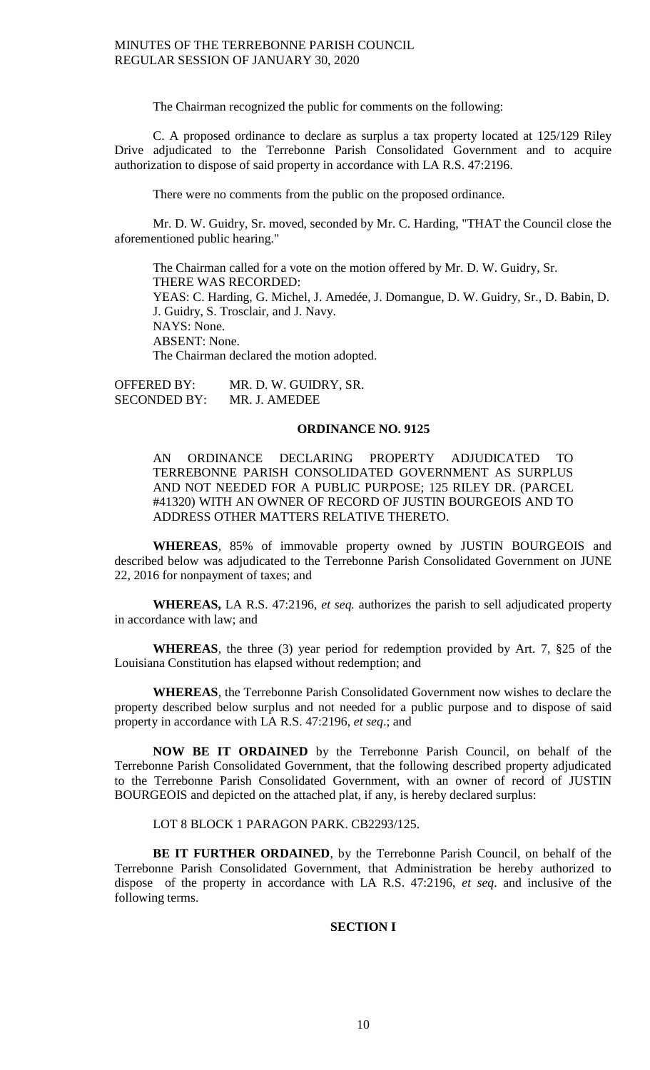The Chairman recognized the public for comments on the following:

C. A proposed ordinance to declare as surplus a tax property located at 125/129 Riley Drive adjudicated to the Terrebonne Parish Consolidated Government and to acquire authorization to dispose of said property in accordance with LA R.S. 47:2196.

There were no comments from the public on the proposed ordinance.

Mr. D. W. Guidry, Sr. moved, seconded by Mr. C. Harding, "THAT the Council close the aforementioned public hearing."

The Chairman called for a vote on the motion offered by Mr. D. W. Guidry, Sr.
THERE WAS RECORDED:
YEAS: C. Harding, G. Michel, J. Amedée, J. Domangue, D. W. Guidry, Sr., D. Babin, D. J. Guidry, S. Trosclair, and J. Navy.
NAYS: None.
ABSENT: None.
The Chairman declared the motion adopted.

OFFERED BY: MR. D. W. GUIDRY, SR.
SECONDED BY: MR. J. AMEDEE

**ORDINANCE NO. 9125**

AN ORDINANCE DECLARING PROPERTY ADJUDICATED TO TERREBONNE PARISH CONSOLIDATED GOVERNMENT AS SURPLUS AND NOT NEEDED FOR A PUBLIC PURPOSE; 125 RILEY DR. (PARCEL #41320) WITH AN OWNER OF RECORD OF JUSTIN BOURGEOIS AND TO ADDRESS OTHER MATTERS RELATIVE THERETO.

**WHEREAS**, 85% of immovable property owned by JUSTIN BOURGEOIS and described below was adjudicated to the Terrebonne Parish Consolidated Government on JUNE 22, 2016 for nonpayment of taxes; and

**WHEREAS,** LA R.S. 47:2196, *et seq.* authorizes the parish to sell adjudicated property in accordance with law; and

**WHEREAS**, the three (3) year period for redemption provided by Art. 7, §25 of the Louisiana Constitution has elapsed without redemption; and

**WHEREAS**, the Terrebonne Parish Consolidated Government now wishes to declare the property described below surplus and not needed for a public purpose and to dispose of said property in accordance with LA R.S. 47:2196, *et seq*.; and

**NOW BE IT ORDAINED** by the Terrebonne Parish Council, on behalf of the Terrebonne Parish Consolidated Government, that the following described property adjudicated to the Terrebonne Parish Consolidated Government, with an owner of record of JUSTIN BOURGEOIS and depicted on the attached plat, if any, is hereby declared surplus:

LOT 8 BLOCK 1 PARAGON PARK. CB2293/125.

**BE IT FURTHER ORDAINED**, by the Terrebonne Parish Council, on behalf of the Terrebonne Parish Consolidated Government, that Administration be hereby authorized to dispose of the property in accordance with LA R.S. 47:2196, *et seq*. and inclusive of the following terms.

**SECTION I**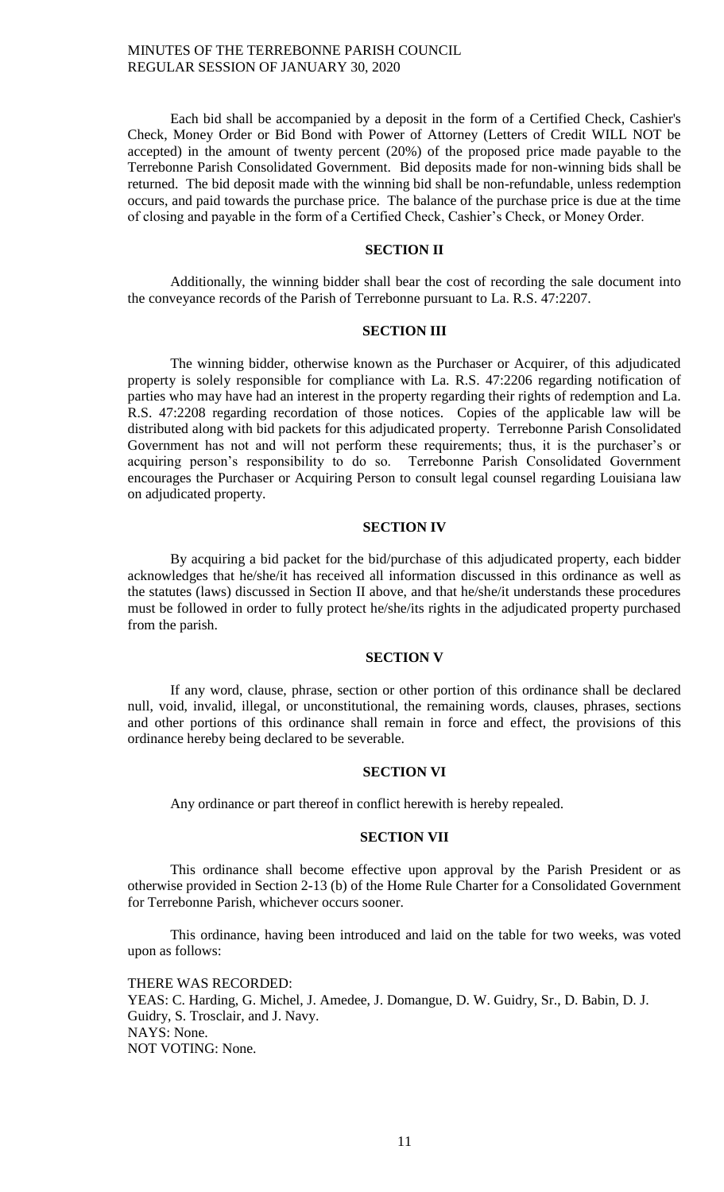Each bid shall be accompanied by a deposit in the form of a Certified Check, Cashier's Check, Money Order or Bid Bond with Power of Attorney (Letters of Credit WILL NOT be accepted) in the amount of twenty percent (20%) of the proposed price made payable to the Terrebonne Parish Consolidated Government. Bid deposits made for non-winning bids shall be returned. The bid deposit made with the winning bid shall be non-refundable, unless redemption occurs, and paid towards the purchase price. The balance of the purchase price is due at the time of closing and payable in the form of a Certified Check, Cashier's Check, or Money Order.

**SECTION II**

Additionally, the winning bidder shall bear the cost of recording the sale document into the conveyance records of the Parish of Terrebonne pursuant to La. R.S. 47:2207.

**SECTION III**

The winning bidder, otherwise known as the Purchaser or Acquirer, of this adjudicated property is solely responsible for compliance with La. R.S. 47:2206 regarding notification of parties who may have had an interest in the property regarding their rights of redemption and La. R.S. 47:2208 regarding recordation of those notices. Copies of the applicable law will be distributed along with bid packets for this adjudicated property. Terrebonne Parish Consolidated Government has not and will not perform these requirements; thus, it is the purchaser's or acquiring person's responsibility to do so. Terrebonne Parish Consolidated Government encourages the Purchaser or Acquiring Person to consult legal counsel regarding Louisiana law on adjudicated property.

**SECTION IV**

By acquiring a bid packet for the bid/purchase of this adjudicated property, each bidder acknowledges that he/she/it has received all information discussed in this ordinance as well as the statutes (laws) discussed in Section II above, and that he/she/it understands these procedures must be followed in order to fully protect he/she/its rights in the adjudicated property purchased from the parish.

**SECTION V**

If any word, clause, phrase, section or other portion of this ordinance shall be declared null, void, invalid, illegal, or unconstitutional, the remaining words, clauses, phrases, sections and other portions of this ordinance shall remain in force and effect, the provisions of this ordinance hereby being declared to be severable.

**SECTION VI**

Any ordinance or part thereof in conflict herewith is hereby repealed.

**SECTION VII**

This ordinance shall become effective upon approval by the Parish President or as otherwise provided in Section 2-13 (b) of the Home Rule Charter for a Consolidated Government for Terrebonne Parish, whichever occurs sooner.

This ordinance, having been introduced and laid on the table for two weeks, was voted upon as follows:

THERE WAS RECORDED:
YEAS: C. Harding, G. Michel, J. Amedee, J. Domangue, D. W. Guidry, Sr., D. Babin, D. J. Guidry, S. Trosclair, and J. Navy.
NAYS: None.
NOT VOTING: None.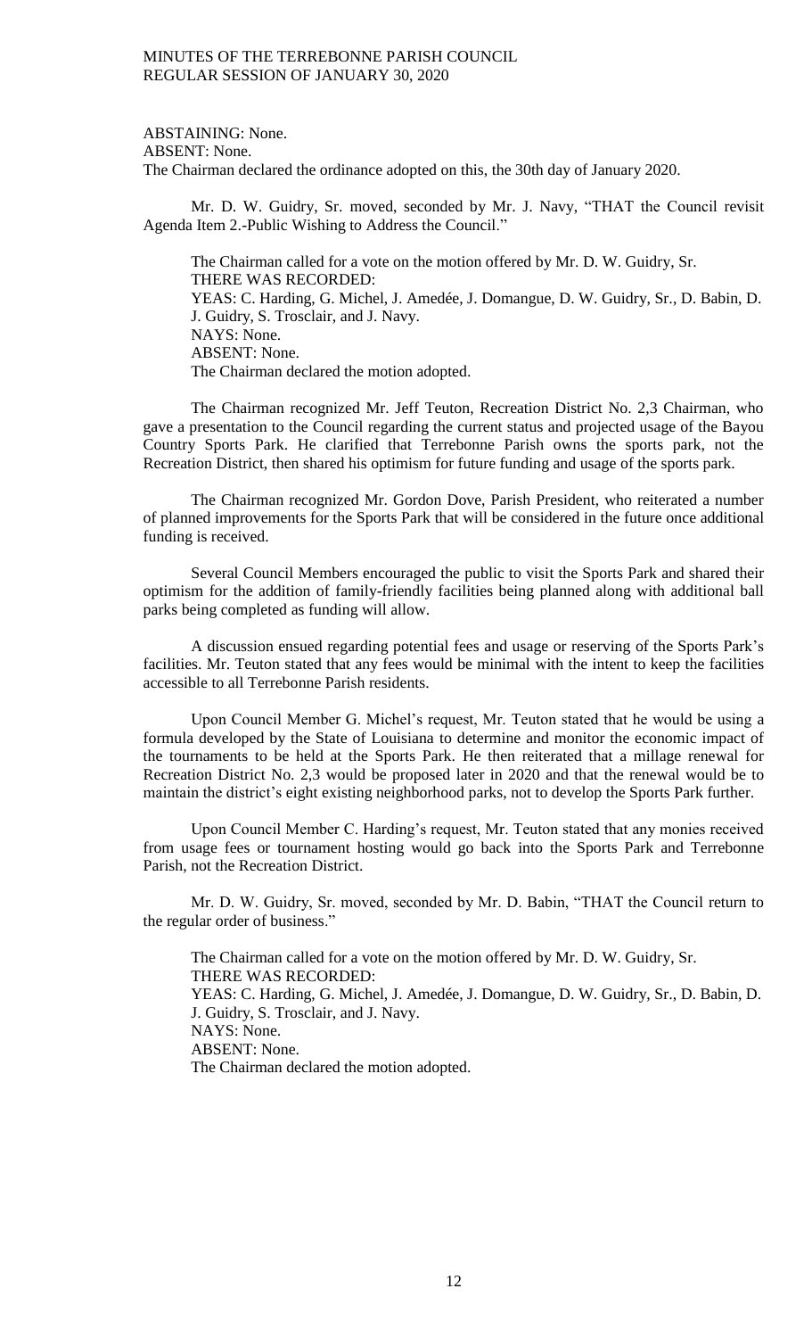ABSTAINING: None.
ABSENT: None.
The Chairman declared the ordinance adopted on this, the 30th day of January 2020.

Mr. D. W. Guidry, Sr. moved, seconded by Mr. J. Navy, "THAT the Council revisit Agenda Item 2.-Public Wishing to Address the Council."

The Chairman called for a vote on the motion offered by Mr. D. W. Guidry, Sr.
THERE WAS RECORDED:
YEAS: C. Harding, G. Michel, J. Amedée, J. Domangue, D. W. Guidry, Sr., D. Babin, D. J. Guidry, S. Trosclair, and J. Navy.
NAYS: None.
ABSENT: None.
The Chairman declared the motion adopted.

The Chairman recognized Mr. Jeff Teuton, Recreation District No. 2,3 Chairman, who gave a presentation to the Council regarding the current status and projected usage of the Bayou Country Sports Park. He clarified that Terrebonne Parish owns the sports park, not the Recreation District, then shared his optimism for future funding and usage of the sports park.

The Chairman recognized Mr. Gordon Dove, Parish President, who reiterated a number of planned improvements for the Sports Park that will be considered in the future once additional funding is received.

Several Council Members encouraged the public to visit the Sports Park and shared their optimism for the addition of family-friendly facilities being planned along with additional ball parks being completed as funding will allow.

A discussion ensued regarding potential fees and usage or reserving of the Sports Park's facilities. Mr. Teuton stated that any fees would be minimal with the intent to keep the facilities accessible to all Terrebonne Parish residents.

Upon Council Member G. Michel's request, Mr. Teuton stated that he would be using a formula developed by the State of Louisiana to determine and monitor the economic impact of the tournaments to be held at the Sports Park. He then reiterated that a millage renewal for Recreation District No. 2,3 would be proposed later in 2020 and that the renewal would be to maintain the district's eight existing neighborhood parks, not to develop the Sports Park further.

Upon Council Member C. Harding's request, Mr. Teuton stated that any monies received from usage fees or tournament hosting would go back into the Sports Park and Terrebonne Parish, not the Recreation District.

Mr. D. W. Guidry, Sr. moved, seconded by Mr. D. Babin, "THAT the Council return to the regular order of business."

The Chairman called for a vote on the motion offered by Mr. D. W. Guidry, Sr.
THERE WAS RECORDED:
YEAS: C. Harding, G. Michel, J. Amedée, J. Domangue, D. W. Guidry, Sr., D. Babin, D. J. Guidry, S. Trosclair, and J. Navy.
NAYS: None.
ABSENT: None.
The Chairman declared the motion adopted.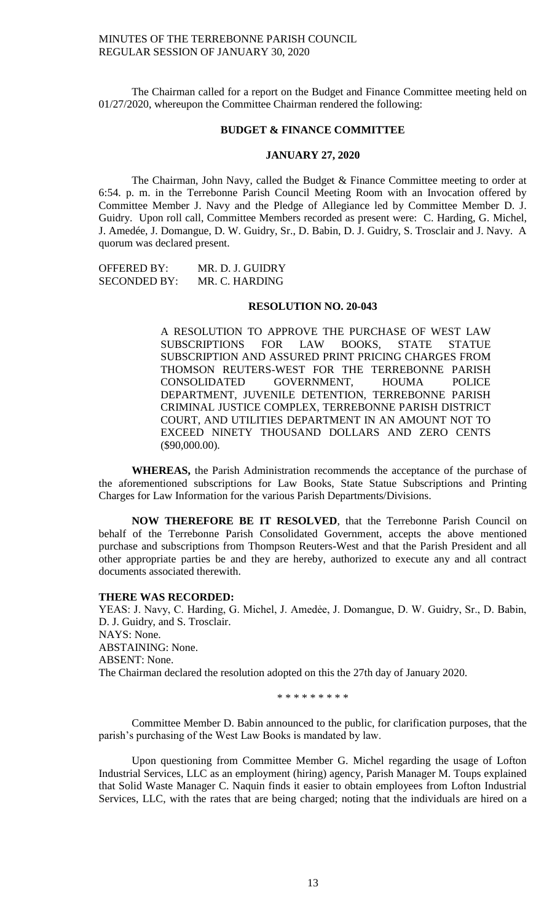The Chairman called for a report on the Budget and Finance Committee meeting held on 01/27/2020, whereupon the Committee Chairman rendered the following:

## BUDGET & FINANCE COMMITTEE

### JANUARY 27, 2020

The Chairman, John Navy, called the Budget & Finance Committee meeting to order at 6:54. p. m. in the Terrebonne Parish Council Meeting Room with an Invocation offered by Committee Member J. Navy and the Pledge of Allegiance led by Committee Member D. J. Guidry. Upon roll call, Committee Members recorded as present were: C. Harding, G. Michel, J. Amedée, J. Domangue, D. W. Guidry, Sr., D. Babin, D. J. Guidry, S. Trosclair and J. Navy. A quorum was declared present.

OFFERED BY: MR. D. J. GUIDRY
SECONDED BY: MR. C. HARDING

### RESOLUTION NO. 20-043

A RESOLUTION TO APPROVE THE PURCHASE OF WEST LAW SUBSCRIPTIONS FOR LAW BOOKS, STATE STATUE SUBSCRIPTION AND ASSURED PRINT PRICING CHARGES FROM THOMSON REUTERS-WEST FOR THE TERREBONNE PARISH CONSOLIDATED GOVERNMENT, HOUMA POLICE DEPARTMENT, JUVENILE DETENTION, TERREBONNE PARISH CRIMINAL JUSTICE COMPLEX, TERREBONNE PARISH DISTRICT COURT, AND UTILITIES DEPARTMENT IN AN AMOUNT NOT TO EXCEED NINETY THOUSAND DOLLARS AND ZERO CENTS ($90,000.00).

**WHEREAS,** the Parish Administration recommends the acceptance of the purchase of the aforementioned subscriptions for Law Books, State Statue Subscriptions and Printing Charges for Law Information for the various Parish Departments/Divisions.

**NOW THEREFORE BE IT RESOLVED**, that the Terrebonne Parish Council on behalf of the Terrebonne Parish Consolidated Government, accepts the above mentioned purchase and subscriptions from Thompson Reuters-West and that the Parish President and all other appropriate parties be and they are hereby, authorized to execute any and all contract documents associated therewith.

**THERE WAS RECORDED:**
YEAS: J. Navy, C. Harding, G. Michel, J. Amedѐe, J. Domangue, D. W. Guidry, Sr., D. Babin, D. J. Guidry, and S. Trosclair.
NAYS: None.
ABSTAINING: None.
ABSENT: None.
The Chairman declared the resolution adopted on this the 27th day of January 2020.

\* \* \* \* \* \* \* \* \*

Committee Member D. Babin announced to the public, for clarification purposes, that the parish's purchasing of the West Law Books is mandated by law.

Upon questioning from Committee Member G. Michel regarding the usage of Lofton Industrial Services, LLC as an employment (hiring) agency, Parish Manager M. Toups explained that Solid Waste Manager C. Naquin finds it easier to obtain employees from Lofton Industrial Services, LLC, with the rates that are being charged; noting that the individuals are hired on a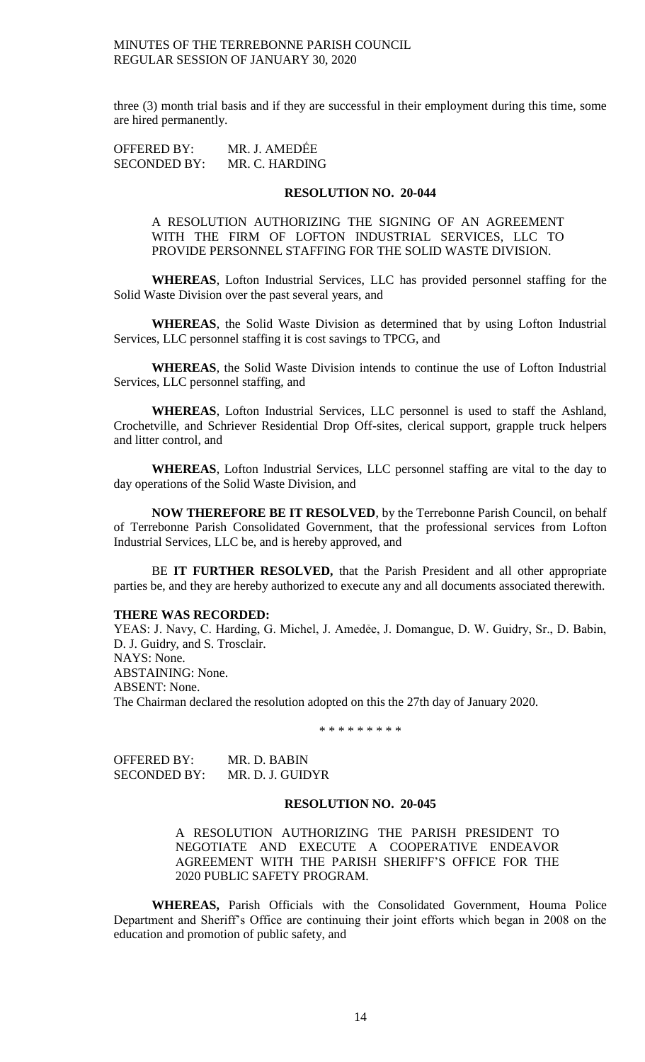three (3) month trial basis and if they are successful in their employment during this time, some are hired permanently.

OFFERED BY: MR. J. AMEDĖE
SECONDED BY: MR. C. HARDING

**RESOLUTION NO. 20-044**

A RESOLUTION AUTHORIZING THE SIGNING OF AN AGREEMENT WITH THE FIRM OF LOFTON INDUSTRIAL SERVICES, LLC TO PROVIDE PERSONNEL STAFFING FOR THE SOLID WASTE DIVISION.

**WHEREAS**, Lofton Industrial Services, LLC has provided personnel staffing for the Solid Waste Division over the past several years, and

**WHEREAS**, the Solid Waste Division as determined that by using Lofton Industrial Services, LLC personnel staffing it is cost savings to TPCG, and

**WHEREAS**, the Solid Waste Division intends to continue the use of Lofton Industrial Services, LLC personnel staffing, and

**WHEREAS**, Lofton Industrial Services, LLC personnel is used to staff the Ashland, Crochetville, and Schriever Residential Drop Off-sites, clerical support, grapple truck helpers and litter control, and

**WHEREAS**, Lofton Industrial Services, LLC personnel staffing are vital to the day to day operations of the Solid Waste Division, and

**NOW THEREFORE BE IT RESOLVED**, by the Terrebonne Parish Council, on behalf of Terrebonne Parish Consolidated Government, that the professional services from Lofton Industrial Services, LLC be, and is hereby approved, and

BE **IT FURTHER RESOLVED,** that the Parish President and all other appropriate parties be, and they are hereby authorized to execute any and all documents associated therewith.

**THERE WAS RECORDED:**
YEAS: J. Navy, C. Harding, G. Michel, J. Amedėe, J. Domangue, D. W. Guidry, Sr., D. Babin, D. J. Guidry, and S. Trosclair.
NAYS: None.
ABSTAINING: None.
ABSENT: None.
The Chairman declared the resolution adopted on this the 27th day of January 2020.

\* \* \* \* \* \* \* \* \*

OFFERED BY: MR. D. BABIN
SECONDED BY: MR. D. J. GUIDYR

**RESOLUTION NO. 20-045**

A RESOLUTION AUTHORIZING THE PARISH PRESIDENT TO NEGOTIATE AND EXECUTE A COOPERATIVE ENDEAVOR AGREEMENT WITH THE PARISH SHERIFF'S OFFICE FOR THE 2020 PUBLIC SAFETY PROGRAM.

**WHEREAS,** Parish Officials with the Consolidated Government, Houma Police Department and Sheriff's Office are continuing their joint efforts which began in 2008 on the education and promotion of public safety, and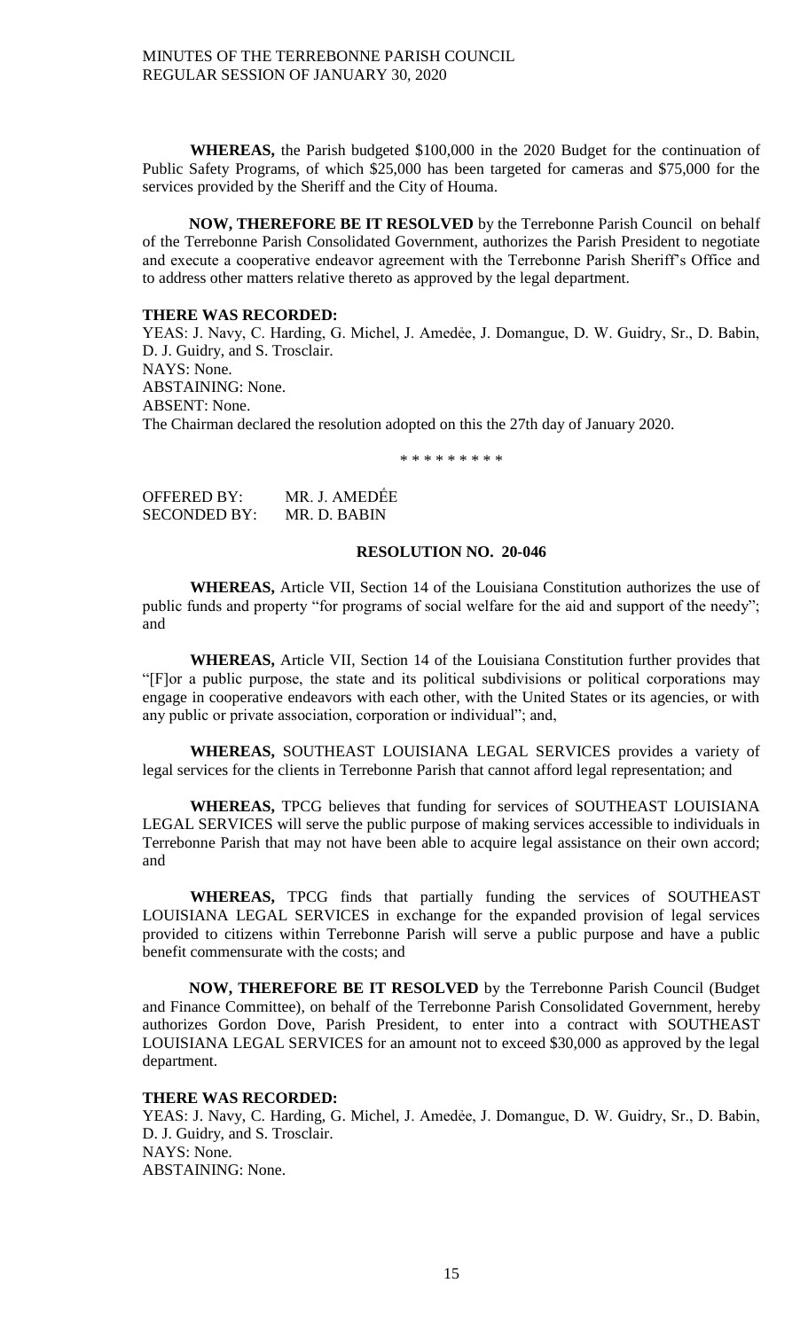**WHEREAS,** the Parish budgeted $100,000 in the 2020 Budget for the continuation of Public Safety Programs, of which $25,000 has been targeted for cameras and $75,000 for the services provided by the Sheriff and the City of Houma.

**NOW, THEREFORE BE IT RESOLVED** by the Terrebonne Parish Council on behalf of the Terrebonne Parish Consolidated Government, authorizes the Parish President to negotiate and execute a cooperative endeavor agreement with the Terrebonne Parish Sheriff's Office and to address other matters relative thereto as approved by the legal department.

**THERE WAS RECORDED:**
YEAS: J. Navy, C. Harding, G. Michel, J. Amedẻe, J. Domangue, D. W. Guidry, Sr., D. Babin, D. J. Guidry, and S. Trosclair.
NAYS: None.
ABSTAINING: None.
ABSENT: None.
The Chairman declared the resolution adopted on this the 27th day of January 2020.

\* \* \* \* \* \* \* \* \*

OFFERED BY: MR. J. AMEDĖE
SECONDED BY: MR. D. BABIN

**RESOLUTION NO. 20-046**

**WHEREAS,** Article VII, Section 14 of the Louisiana Constitution authorizes the use of public funds and property "for programs of social welfare for the aid and support of the needy"; and

**WHEREAS,** Article VII, Section 14 of the Louisiana Constitution further provides that "[F]or a public purpose, the state and its political subdivisions or political corporations may engage in cooperative endeavors with each other, with the United States or its agencies, or with any public or private association, corporation or individual"; and,

**WHEREAS,** SOUTHEAST LOUISIANA LEGAL SERVICES provides a variety of legal services for the clients in Terrebonne Parish that cannot afford legal representation; and

**WHEREAS,** TPCG believes that funding for services of SOUTHEAST LOUISIANA LEGAL SERVICES will serve the public purpose of making services accessible to individuals in Terrebonne Parish that may not have been able to acquire legal assistance on their own accord; and

**WHEREAS,** TPCG finds that partially funding the services of SOUTHEAST LOUISIANA LEGAL SERVICES in exchange for the expanded provision of legal services provided to citizens within Terrebonne Parish will serve a public purpose and have a public benefit commensurate with the costs; and

**NOW, THEREFORE BE IT RESOLVED** by the Terrebonne Parish Council (Budget and Finance Committee), on behalf of the Terrebonne Parish Consolidated Government, hereby authorizes Gordon Dove, Parish President, to enter into a contract with SOUTHEAST LOUISIANA LEGAL SERVICES for an amount not to exceed $30,000 as approved by the legal department.

**THERE WAS RECORDED:**
YEAS: J. Navy, C. Harding, G. Michel, J. Amedẻe, J. Domangue, D. W. Guidry, Sr., D. Babin, D. J. Guidry, and S. Trosclair.
NAYS: None.
ABSTAINING: None.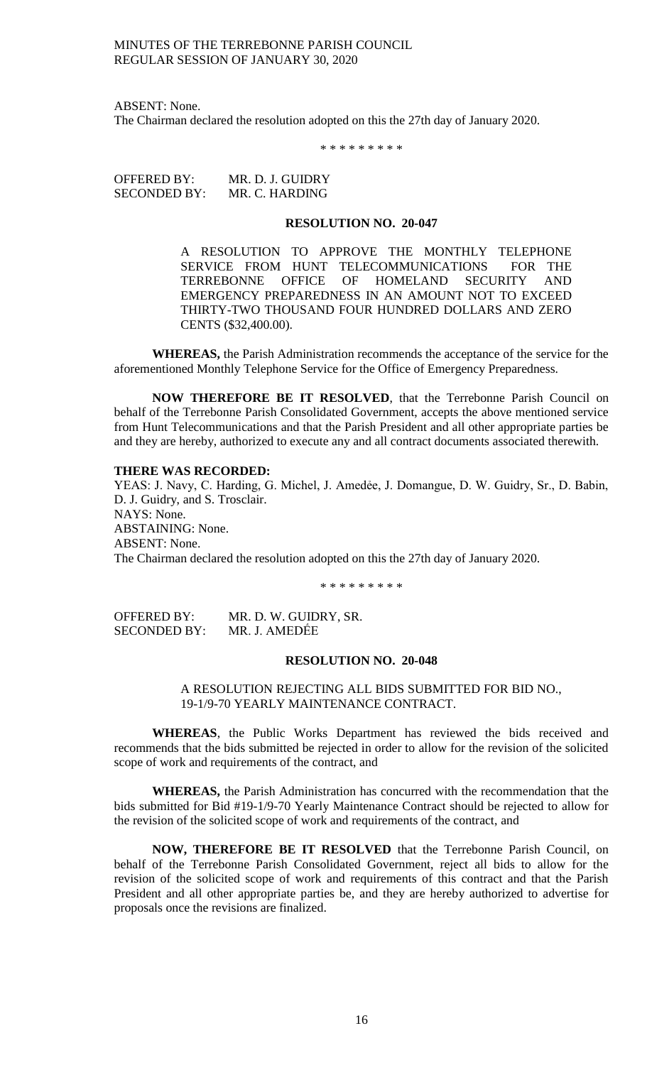ABSENT: None.
The Chairman declared the resolution adopted on this the 27th day of January 2020.

\* \* \* \* \* \* \* \* \*

OFFERED BY: MR. D. J. GUIDRY
SECONDED BY: MR. C. HARDING

**RESOLUTION NO. 20-047**

A RESOLUTION TO APPROVE THE MONTHLY TELEPHONE SERVICE FROM HUNT TELECOMMUNICATIONS FOR THE TERREBONNE OFFICE OF HOMELAND SECURITY AND EMERGENCY PREPAREDNESS IN AN AMOUNT NOT TO EXCEED THIRTY-TWO THOUSAND FOUR HUNDRED DOLLARS AND ZERO CENTS ($32,400.00).

**WHEREAS,** the Parish Administration recommends the acceptance of the service for the aforementioned Monthly Telephone Service for the Office of Emergency Preparedness.

**NOW THEREFORE BE IT RESOLVED**, that the Terrebonne Parish Council on behalf of the Terrebonne Parish Consolidated Government, accepts the above mentioned service from Hunt Telecommunications and that the Parish President and all other appropriate parties be and they are hereby, authorized to execute any and all contract documents associated therewith.

**THERE WAS RECORDED:**
YEAS: J. Navy, C. Harding, G. Michel, J. Amedée, J. Domangue, D. W. Guidry, Sr., D. Babin, D. J. Guidry, and S. Trosclair.
NAYS: None.
ABSTAINING: None.
ABSENT: None.
The Chairman declared the resolution adopted on this the 27th day of January 2020.

\* \* \* \* \* \* \* \* \*

OFFERED BY: MR. D. W. GUIDRY, SR.
SECONDED BY: MR. J. AMEDÉE

**RESOLUTION NO. 20-048**

A RESOLUTION REJECTING ALL BIDS SUBMITTED FOR BID NO., 19-1/9-70 YEARLY MAINTENANCE CONTRACT.

**WHEREAS**, the Public Works Department has reviewed the bids received and recommends that the bids submitted be rejected in order to allow for the revision of the solicited scope of work and requirements of the contract, and

**WHEREAS,** the Parish Administration has concurred with the recommendation that the bids submitted for Bid #19-1/9-70 Yearly Maintenance Contract should be rejected to allow for the revision of the solicited scope of work and requirements of the contract, and

**NOW, THEREFORE BE IT RESOLVED** that the Terrebonne Parish Council, on behalf of the Terrebonne Parish Consolidated Government, reject all bids to allow for the revision of the solicited scope of work and requirements of this contract and that the Parish President and all other appropriate parties be, and they are hereby authorized to advertise for proposals once the revisions are finalized.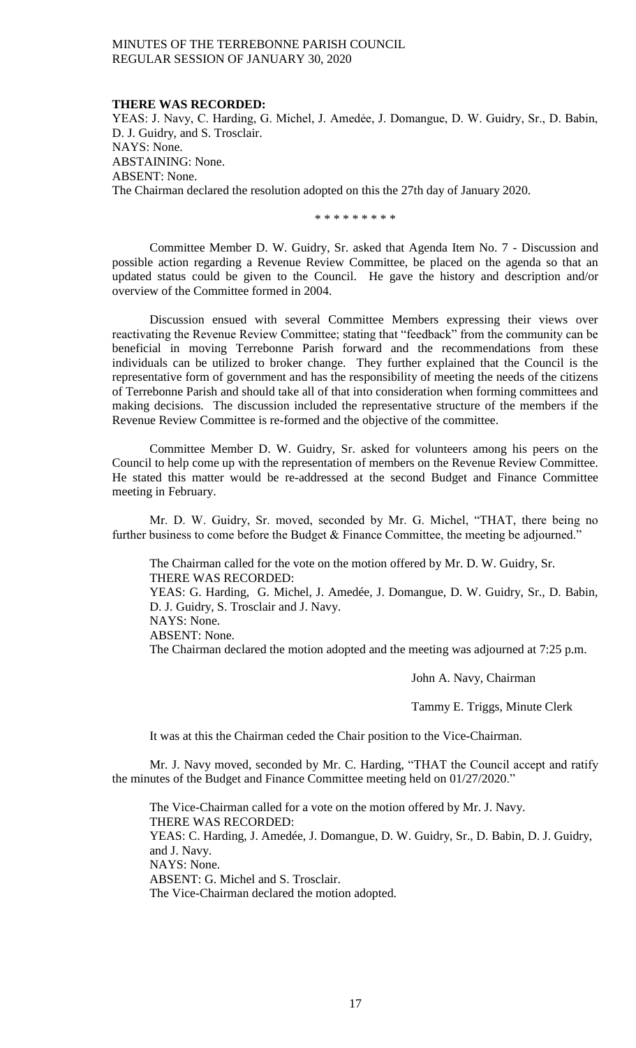**THERE WAS RECORDED:**

YEAS: J. Navy, C. Harding, G. Michel, J. Amedée, J. Domangue, D. W. Guidry, Sr., D. Babin, D. J. Guidry, and S. Trosclair.
NAYS: None.
ABSTAINING: None.
ABSENT: None.
The Chairman declared the resolution adopted on this the 27th day of January 2020.

\* \* \* \* \* \* \* \* \*

Committee Member D. W. Guidry, Sr. asked that Agenda Item No. 7 - Discussion and possible action regarding a Revenue Review Committee, be placed on the agenda so that an updated status could be given to the Council. He gave the history and description and/or overview of the Committee formed in 2004.

Discussion ensued with several Committee Members expressing their views over reactivating the Revenue Review Committee; stating that "feedback" from the community can be beneficial in moving Terrebonne Parish forward and the recommendations from these individuals can be utilized to broker change. They further explained that the Council is the representative form of government and has the responsibility of meeting the needs of the citizens of Terrebonne Parish and should take all of that into consideration when forming committees and making decisions. The discussion included the representative structure of the members if the Revenue Review Committee is re-formed and the objective of the committee.

Committee Member D. W. Guidry, Sr. asked for volunteers among his peers on the Council to help come up with the representation of members on the Revenue Review Committee. He stated this matter would be re-addressed at the second Budget and Finance Committee meeting in February.

Mr. D. W. Guidry, Sr. moved, seconded by Mr. G. Michel, "THAT, there being no further business to come before the Budget & Finance Committee, the meeting be adjourned."

The Chairman called for the vote on the motion offered by Mr. D. W. Guidry, Sr.
THERE WAS RECORDED:
YEAS: G. Harding, G. Michel, J. Amedée, J. Domangue, D. W. Guidry, Sr., D. Babin, D. J. Guidry, S. Trosclair and J. Navy.
NAYS: None.
ABSENT: None.
The Chairman declared the motion adopted and the meeting was adjourned at 7:25 p.m.

John A. Navy, Chairman

Tammy E. Triggs, Minute Clerk

It was at this the Chairman ceded the Chair position to the Vice-Chairman.

Mr. J. Navy moved, seconded by Mr. C. Harding, "THAT the Council accept and ratify the minutes of the Budget and Finance Committee meeting held on 01/27/2020."

The Vice-Chairman called for a vote on the motion offered by Mr. J. Navy.
THERE WAS RECORDED:
YEAS: C. Harding, J. Amedée, J. Domangue, D. W. Guidry, Sr., D. Babin, D. J. Guidry, and J. Navy.
NAYS: None.
ABSENT: G. Michel and S. Trosclair.
The Vice-Chairman declared the motion adopted.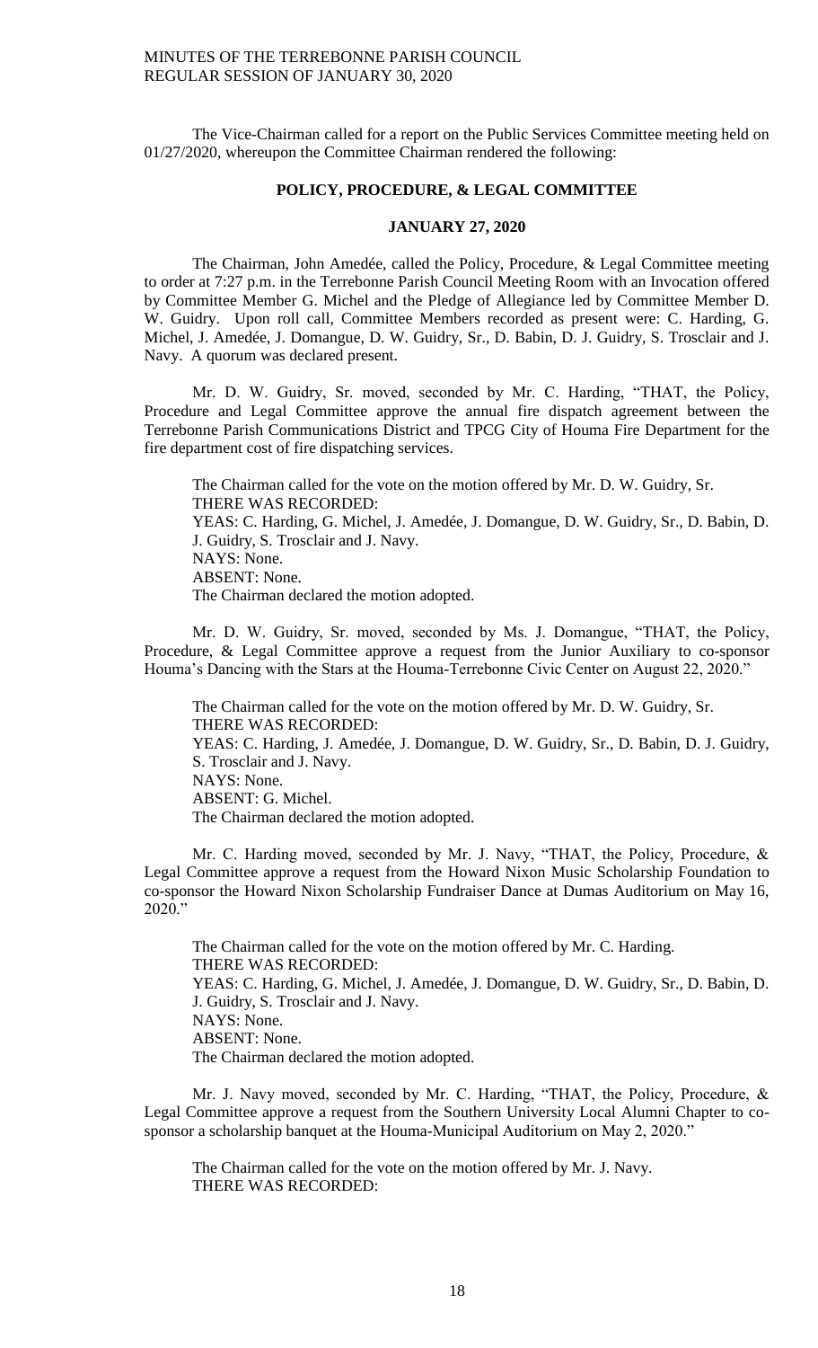The Vice-Chairman called for a report on the Public Services Committee meeting held on 01/27/2020, whereupon the Committee Chairman rendered the following:

## POLICY, PROCEDURE, & LEGAL COMMITTEE

### JANUARY 27, 2020

The Chairman, John Amedée, called the Policy, Procedure, & Legal Committee meeting to order at 7:27 p.m. in the Terrebonne Parish Council Meeting Room with an Invocation offered by Committee Member G. Michel and the Pledge of Allegiance led by Committee Member D. W. Guidry. Upon roll call, Committee Members recorded as present were: C. Harding, G. Michel, J. Amedée, J. Domangue, D. W. Guidry, Sr., D. Babin, D. J. Guidry, S. Trosclair and J. Navy. A quorum was declared present.

Mr. D. W. Guidry, Sr. moved, seconded by Mr. C. Harding, "THAT, the Policy, Procedure and Legal Committee approve the annual fire dispatch agreement between the Terrebonne Parish Communications District and TPCG City of Houma Fire Department for the fire department cost of fire dispatching services.

The Chairman called for the vote on the motion offered by Mr. D. W. Guidry, Sr.
THERE WAS RECORDED:
YEAS: C. Harding, G. Michel, J. Amedée, J. Domangue, D. W. Guidry, Sr., D. Babin, D. J. Guidry, S. Trosclair and J. Navy.
NAYS: None.
ABSENT: None.
The Chairman declared the motion adopted.

Mr. D. W. Guidry, Sr. moved, seconded by Ms. J. Domangue, "THAT, the Policy, Procedure, & Legal Committee approve a request from the Junior Auxiliary to co-sponsor Houma's Dancing with the Stars at the Houma-Terrebonne Civic Center on August 22, 2020."

The Chairman called for the vote on the motion offered by Mr. D. W. Guidry, Sr.
THERE WAS RECORDED:
YEAS: C. Harding, J. Amedée, J. Domangue, D. W. Guidry, Sr., D. Babin, D. J. Guidry, S. Trosclair and J. Navy.
NAYS: None.
ABSENT: G. Michel.
The Chairman declared the motion adopted.

Mr. C. Harding moved, seconded by Mr. J. Navy, "THAT, the Policy, Procedure, & Legal Committee approve a request from the Howard Nixon Music Scholarship Foundation to co-sponsor the Howard Nixon Scholarship Fundraiser Dance at Dumas Auditorium on May 16, 2020."

The Chairman called for the vote on the motion offered by Mr. C. Harding.
THERE WAS RECORDED:
YEAS: C. Harding, G. Michel, J. Amedée, J. Domangue, D. W. Guidry, Sr., D. Babin, D. J. Guidry, S. Trosclair and J. Navy.
NAYS: None.
ABSENT: None.
The Chairman declared the motion adopted.

Mr. J. Navy moved, seconded by Mr. C. Harding, "THAT, the Policy, Procedure, & Legal Committee approve a request from the Southern University Local Alumni Chapter to co-sponsor a scholarship banquet at the Houma-Municipal Auditorium on May 2, 2020."

The Chairman called for the vote on the motion offered by Mr. J. Navy.
THERE WAS RECORDED: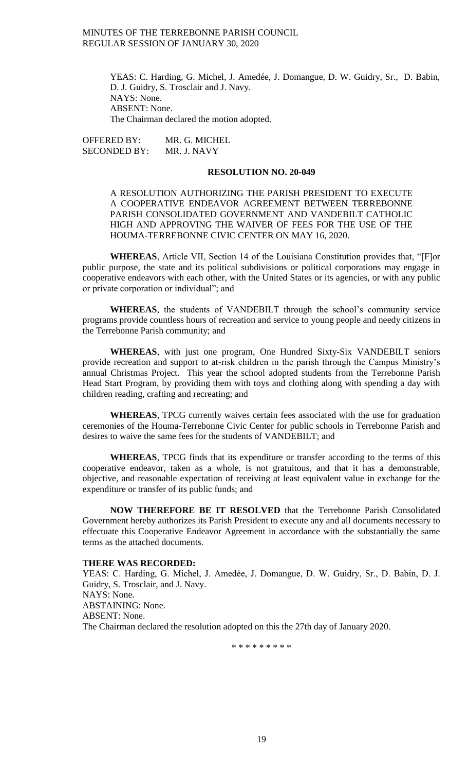YEAS: C. Harding, G. Michel, J. Amedée, J. Domangue, D. W. Guidry, Sr., D. Babin, D. J. Guidry, S. Trosclair and J. Navy.
NAYS: None.
ABSENT: None.
The Chairman declared the motion adopted.

OFFERED BY: MR. G. MICHEL
SECONDED BY: MR. J. NAVY

**RESOLUTION NO. 20-049**

A RESOLUTION AUTHORIZING THE PARISH PRESIDENT TO EXECUTE A COOPERATIVE ENDEAVOR AGREEMENT BETWEEN TERREBONNE PARISH CONSOLIDATED GOVERNMENT AND VANDEBILT CATHOLIC HIGH AND APPROVING THE WAIVER OF FEES FOR THE USE OF THE HOUMA-TERREBONNE CIVIC CENTER ON MAY 16, 2020.

**WHEREAS**, Article VII, Section 14 of the Louisiana Constitution provides that, "[F]or public purpose, the state and its political subdivisions or political corporations may engage in cooperative endeavors with each other, with the United States or its agencies, or with any public or private corporation or individual"; and

**WHEREAS**, the students of VANDEBILT through the school's community service programs provide countless hours of recreation and service to young people and needy citizens in the Terrebonne Parish community; and

**WHEREAS**, with just one program, One Hundred Sixty-Six VANDEBILT seniors provide recreation and support to at-risk children in the parish through the Campus Ministry's annual Christmas Project. This year the school adopted students from the Terrebonne Parish Head Start Program, by providing them with toys and clothing along with spending a day with children reading, crafting and recreating; and

**WHEREAS**, TPCG currently waives certain fees associated with the use for graduation ceremonies of the Houma-Terrebonne Civic Center for public schools in Terrebonne Parish and desires to waive the same fees for the students of VANDEBILT; and

**WHEREAS**, TPCG finds that its expenditure or transfer according to the terms of this cooperative endeavor, taken as a whole, is not gratuitous, and that it has a demonstrable, objective, and reasonable expectation of receiving at least equivalent value in exchange for the expenditure or transfer of its public funds; and

**NOW THEREFORE BE IT RESOLVED** that the Terrebonne Parish Consolidated Government hereby authorizes its Parish President to execute any and all documents necessary to effectuate this Cooperative Endeavor Agreement in accordance with the substantially the same terms as the attached documents.

**THERE WAS RECORDED:**
YEAS: C. Harding, G. Michel, J. Amedẻe, J. Domangue, D. W. Guidry, Sr., D. Babin, D. J. Guidry, S. Trosclair, and J. Navy.
NAYS: None.
ABSTAINING: None.
ABSENT: None.
The Chairman declared the resolution adopted on this the 27th day of January 2020.

\* \* \* \* \* \* \* \* \*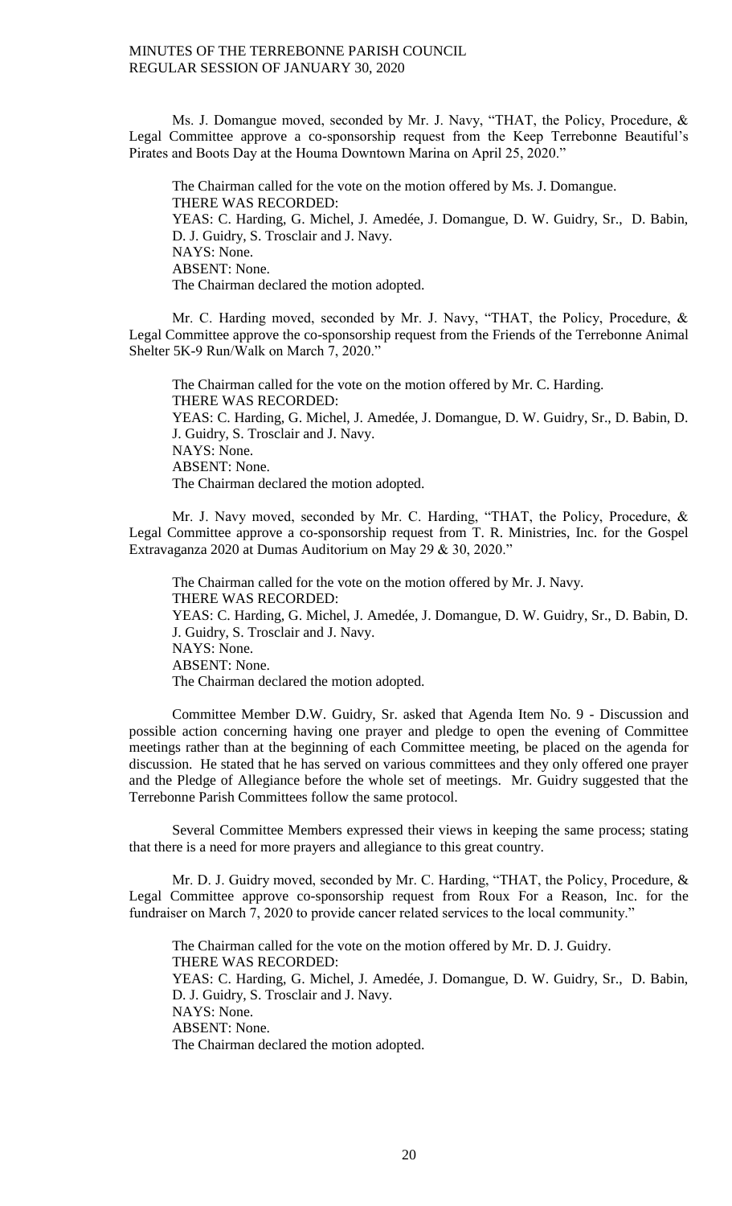Ms. J. Domangue moved, seconded by Mr. J. Navy, "THAT, the Policy, Procedure, & Legal Committee approve a co-sponsorship request from the Keep Terrebonne Beautiful's Pirates and Boots Day at the Houma Downtown Marina on April 25, 2020."

The Chairman called for the vote on the motion offered by Ms. J. Domangue.
THERE WAS RECORDED:
YEAS: C. Harding, G. Michel, J. Amedée, J. Domangue, D. W. Guidry, Sr., D. Babin, D. J. Guidry, S. Trosclair and J. Navy.
NAYS: None.
ABSENT: None.
The Chairman declared the motion adopted.

Mr. C. Harding moved, seconded by Mr. J. Navy, "THAT, the Policy, Procedure, & Legal Committee approve the co-sponsorship request from the Friends of the Terrebonne Animal Shelter 5K-9 Run/Walk on March 7, 2020."

The Chairman called for the vote on the motion offered by Mr. C. Harding.
THERE WAS RECORDED:
YEAS: C. Harding, G. Michel, J. Amedée, J. Domangue, D. W. Guidry, Sr., D. Babin, D. J. Guidry, S. Trosclair and J. Navy.
NAYS: None.
ABSENT: None.
The Chairman declared the motion adopted.

Mr. J. Navy moved, seconded by Mr. C. Harding, "THAT, the Policy, Procedure, & Legal Committee approve a co-sponsorship request from T. R. Ministries, Inc. for the Gospel Extravaganza 2020 at Dumas Auditorium on May 29 & 30, 2020."

The Chairman called for the vote on the motion offered by Mr. J. Navy.
THERE WAS RECORDED:
YEAS: C. Harding, G. Michel, J. Amedée, J. Domangue, D. W. Guidry, Sr., D. Babin, D. J. Guidry, S. Trosclair and J. Navy.
NAYS: None.
ABSENT: None.
The Chairman declared the motion adopted.

Committee Member D.W. Guidry, Sr. asked that Agenda Item No. 9 - Discussion and possible action concerning having one prayer and pledge to open the evening of Committee meetings rather than at the beginning of each Committee meeting, be placed on the agenda for discussion. He stated that he has served on various committees and they only offered one prayer and the Pledge of Allegiance before the whole set of meetings. Mr. Guidry suggested that the Terrebonne Parish Committees follow the same protocol.

Several Committee Members expressed their views in keeping the same process; stating that there is a need for more prayers and allegiance to this great country.

Mr. D. J. Guidry moved, seconded by Mr. C. Harding, "THAT, the Policy, Procedure, & Legal Committee approve co-sponsorship request from Roux For a Reason, Inc. for the fundraiser on March 7, 2020 to provide cancer related services to the local community."

The Chairman called for the vote on the motion offered by Mr. D. J. Guidry.
THERE WAS RECORDED:
YEAS: C. Harding, G. Michel, J. Amedée, J. Domangue, D. W. Guidry, Sr., D. Babin, D. J. Guidry, S. Trosclair and J. Navy.
NAYS: None.
ABSENT: None.
The Chairman declared the motion adopted.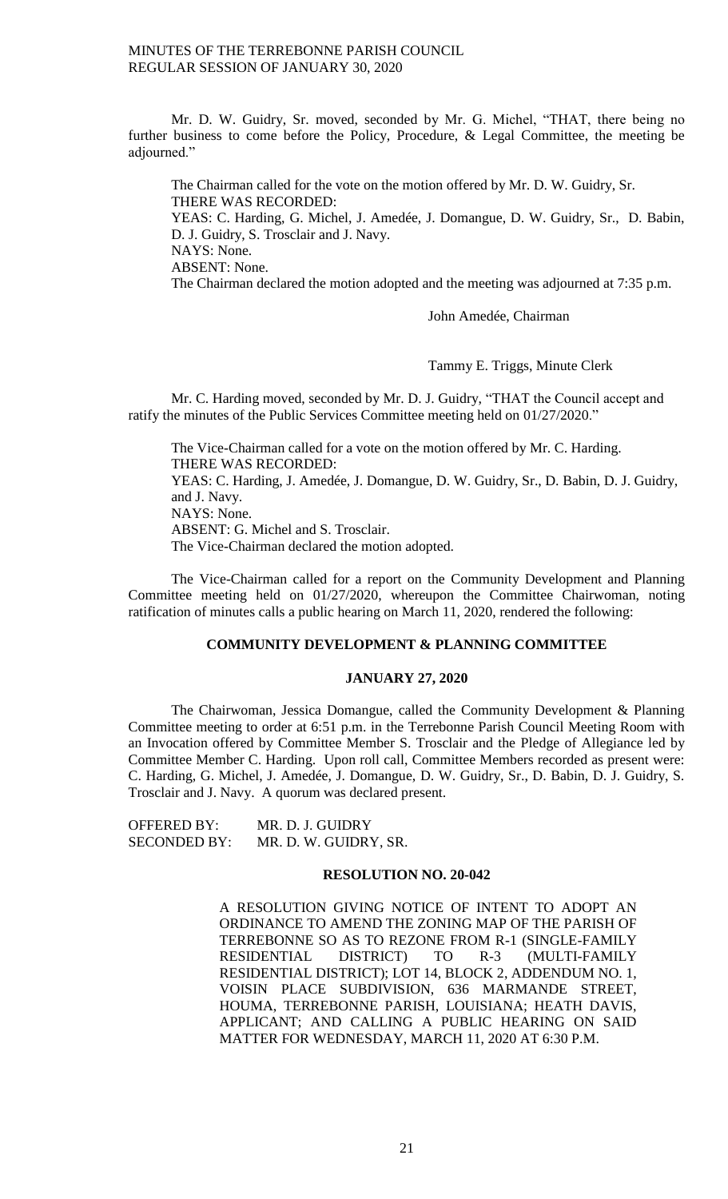Mr. D. W. Guidry, Sr. moved, seconded by Mr. G. Michel, "THAT, there being no further business to come before the Policy, Procedure, & Legal Committee, the meeting be adjourned."

The Chairman called for the vote on the motion offered by Mr. D. W. Guidry, Sr.
THERE WAS RECORDED:
YEAS: C. Harding, G. Michel, J. Amedée, J. Domangue, D. W. Guidry, Sr., D. Babin, D. J. Guidry, S. Trosclair and J. Navy.
NAYS: None.
ABSENT: None.
The Chairman declared the motion adopted and the meeting was adjourned at 7:35 p.m.

John Amedée, Chairman

Tammy E. Triggs, Minute Clerk

Mr. C. Harding moved, seconded by Mr. D. J. Guidry, "THAT the Council accept and ratify the minutes of the Public Services Committee meeting held on 01/27/2020."

The Vice-Chairman called for a vote on the motion offered by Mr. C. Harding.
THERE WAS RECORDED:
YEAS: C. Harding, J. Amedée, J. Domangue, D. W. Guidry, Sr., D. Babin, D. J. Guidry, and J. Navy.
NAYS: None.
ABSENT: G. Michel and S. Trosclair.
The Vice-Chairman declared the motion adopted.

The Vice-Chairman called for a report on the Community Development and Planning Committee meeting held on 01/27/2020, whereupon the Committee Chairwoman, noting ratification of minutes calls a public hearing on March 11, 2020, rendered the following:

**COMMUNITY DEVELOPMENT & PLANNING COMMITTEE**

**JANUARY 27, 2020**

The Chairwoman, Jessica Domangue, called the Community Development & Planning Committee meeting to order at 6:51 p.m. in the Terrebonne Parish Council Meeting Room with an Invocation offered by Committee Member S. Trosclair and the Pledge of Allegiance led by Committee Member C. Harding. Upon roll call, Committee Members recorded as present were: C. Harding, G. Michel, J. Amedée, J. Domangue, D. W. Guidry, Sr., D. Babin, D. J. Guidry, S. Trosclair and J. Navy. A quorum was declared present.

OFFERED BY: MR. D. J. GUIDRY
SECONDED BY: MR. D. W. GUIDRY, SR.

**RESOLUTION NO. 20-042**

A RESOLUTION GIVING NOTICE OF INTENT TO ADOPT AN ORDINANCE TO AMEND THE ZONING MAP OF THE PARISH OF TERREBONNE SO AS TO REZONE FROM R-1 (SINGLE-FAMILY RESIDENTIAL DISTRICT) TO R-3 (MULTI-FAMILY RESIDENTIAL DISTRICT); LOT 14, BLOCK 2, ADDENDUM NO. 1, VOISIN PLACE SUBDIVISION, 636 MARMANDE STREET, HOUMA, TERREBONNE PARISH, LOUISIANA; HEATH DAVIS, APPLICANT; AND CALLING A PUBLIC HEARING ON SAID MATTER FOR WEDNESDAY, MARCH 11, 2020 AT 6:30 P.M.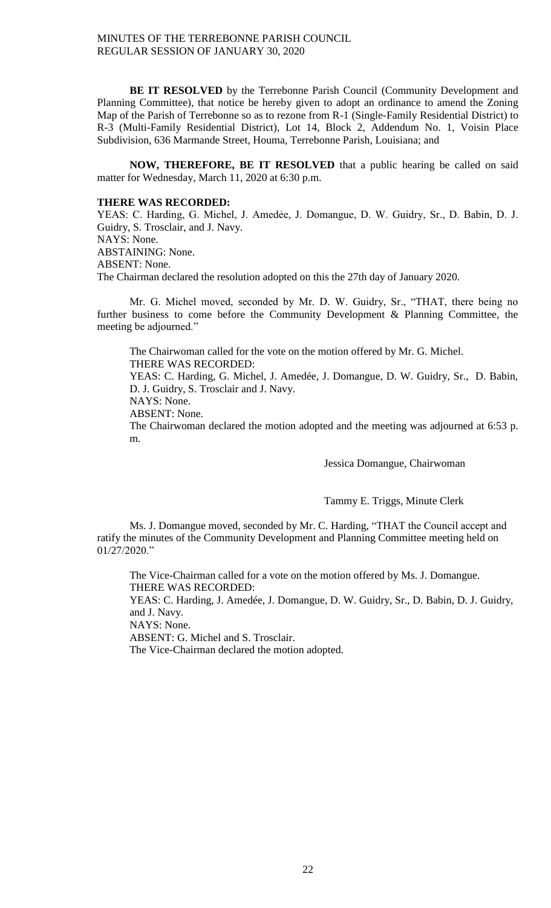**BE IT RESOLVED** by the Terrebonne Parish Council (Community Development and Planning Committee), that notice be hereby given to adopt an ordinance to amend the Zoning Map of the Parish of Terrebonne so as to rezone from R-1 (Single-Family Residential District) to R-3 (Multi-Family Residential District), Lot 14, Block 2, Addendum No. 1, Voisin Place Subdivision, 636 Marmande Street, Houma, Terrebonne Parish, Louisiana; and

**NOW, THEREFORE, BE IT RESOLVED** that a public hearing be called on said matter for Wednesday, March 11, 2020 at 6:30 p.m.

**THERE WAS RECORDED:**
YEAS: C. Harding, G. Michel, J. Amedėe, J. Domangue, D. W. Guidry, Sr., D. Babin, D. J. Guidry, S. Trosclair, and J. Navy.
NAYS: None.
ABSTAINING: None.
ABSENT: None.
The Chairman declared the resolution adopted on this the 27th day of January 2020.

Mr. G. Michel moved, seconded by Mr. D. W. Guidry, Sr., "THAT, there being no further business to come before the Community Development & Planning Committee, the meeting be adjourned."

The Chairwoman called for the vote on the motion offered by Mr. G. Michel.
THERE WAS RECORDED:
YEAS: C. Harding, G. Michel, J. Amedée, J. Domangue, D. W. Guidry, Sr., D. Babin, D. J. Guidry, S. Trosclair and J. Navy.
NAYS: None.
ABSENT: None.
The Chairwoman declared the motion adopted and the meeting was adjourned at 6:53 p. m.

Jessica Domangue, Chairwoman

Tammy E. Triggs, Minute Clerk

Ms. J. Domangue moved, seconded by Mr. C. Harding, "THAT the Council accept and ratify the minutes of the Community Development and Planning Committee meeting held on 01/27/2020."

The Vice-Chairman called for a vote on the motion offered by Ms. J. Domangue.
THERE WAS RECORDED:
YEAS: C. Harding, J. Amedée, J. Domangue, D. W. Guidry, Sr., D. Babin, D. J. Guidry, and J. Navy.
NAYS: None.
ABSENT: G. Michel and S. Trosclair.
The Vice-Chairman declared the motion adopted.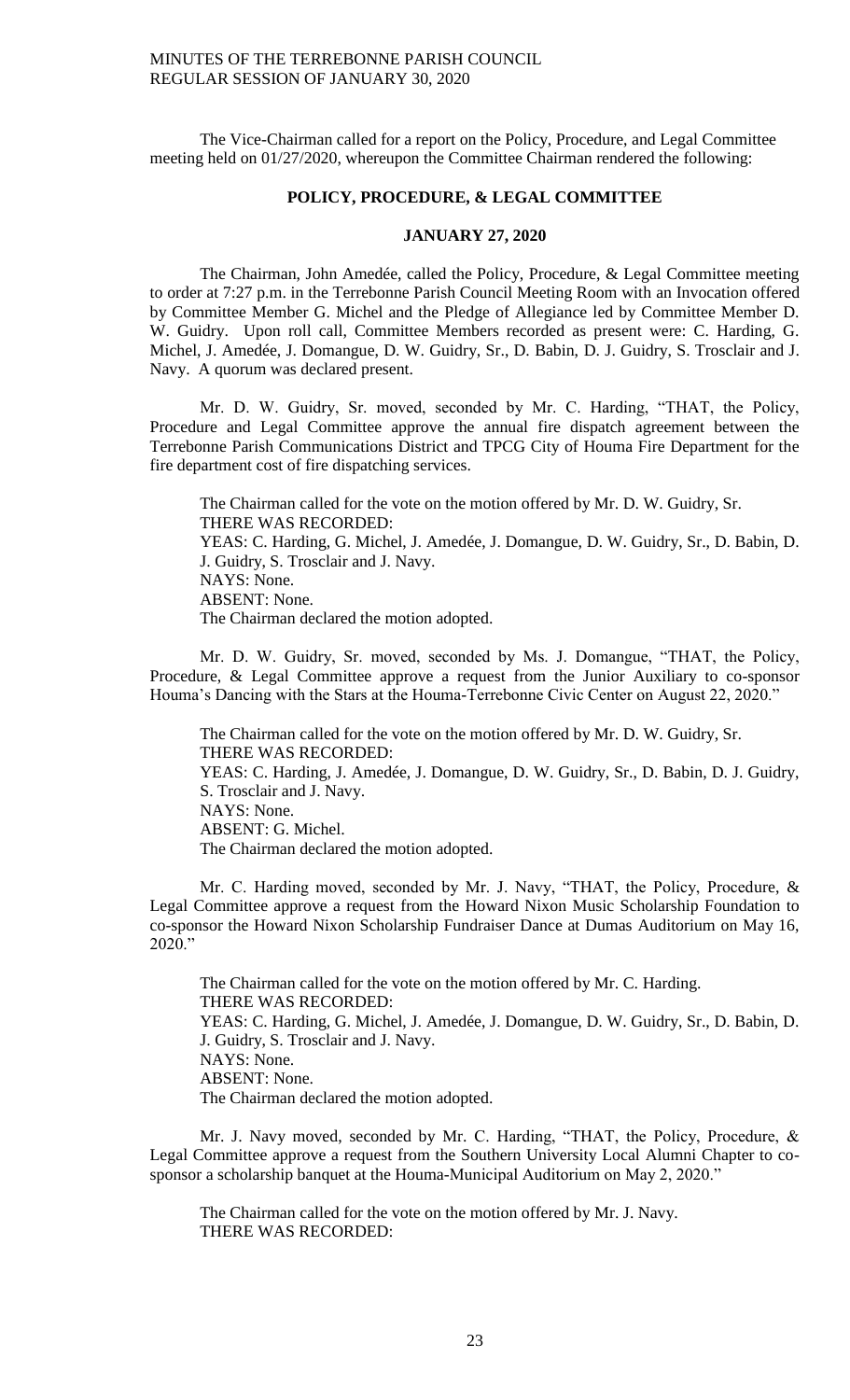The Vice-Chairman called for a report on the Policy, Procedure, and Legal Committee meeting held on 01/27/2020, whereupon the Committee Chairman rendered the following:

**POLICY, PROCEDURE, & LEGAL COMMITTEE**

**JANUARY 27, 2020**

The Chairman, John Amedée, called the Policy, Procedure, & Legal Committee meeting to order at 7:27 p.m. in the Terrebonne Parish Council Meeting Room with an Invocation offered by Committee Member G. Michel and the Pledge of Allegiance led by Committee Member D. W. Guidry. Upon roll call, Committee Members recorded as present were: C. Harding, G. Michel, J. Amedée, J. Domangue, D. W. Guidry, Sr., D. Babin, D. J. Guidry, S. Trosclair and J. Navy. A quorum was declared present.

Mr. D. W. Guidry, Sr. moved, seconded by Mr. C. Harding, "THAT, the Policy, Procedure and Legal Committee approve the annual fire dispatch agreement between the Terrebonne Parish Communications District and TPCG City of Houma Fire Department for the fire department cost of fire dispatching services.

The Chairman called for the vote on the motion offered by Mr. D. W. Guidry, Sr.
THERE WAS RECORDED:
YEAS: C. Harding, G. Michel, J. Amedée, J. Domangue, D. W. Guidry, Sr., D. Babin, D. J. Guidry, S. Trosclair and J. Navy.
NAYS: None.
ABSENT: None.
The Chairman declared the motion adopted.

Mr. D. W. Guidry, Sr. moved, seconded by Ms. J. Domangue, "THAT, the Policy, Procedure, & Legal Committee approve a request from the Junior Auxiliary to co-sponsor Houma's Dancing with the Stars at the Houma-Terrebonne Civic Center on August 22, 2020."

The Chairman called for the vote on the motion offered by Mr. D. W. Guidry, Sr.
THERE WAS RECORDED:
YEAS: C. Harding, J. Amedée, J. Domangue, D. W. Guidry, Sr., D. Babin, D. J. Guidry, S. Trosclair and J. Navy.
NAYS: None.
ABSENT: G. Michel.
The Chairman declared the motion adopted.

Mr. C. Harding moved, seconded by Mr. J. Navy, "THAT, the Policy, Procedure, & Legal Committee approve a request from the Howard Nixon Music Scholarship Foundation to co-sponsor the Howard Nixon Scholarship Fundraiser Dance at Dumas Auditorium on May 16, 2020."

The Chairman called for the vote on the motion offered by Mr. C. Harding.
THERE WAS RECORDED:
YEAS: C. Harding, G. Michel, J. Amedée, J. Domangue, D. W. Guidry, Sr., D. Babin, D. J. Guidry, S. Trosclair and J. Navy.
NAYS: None.
ABSENT: None.
The Chairman declared the motion adopted.

Mr. J. Navy moved, seconded by Mr. C. Harding, "THAT, the Policy, Procedure, & Legal Committee approve a request from the Southern University Local Alumni Chapter to co-sponsor a scholarship banquet at the Houma-Municipal Auditorium on May 2, 2020."

The Chairman called for the vote on the motion offered by Mr. J. Navy.
THERE WAS RECORDED: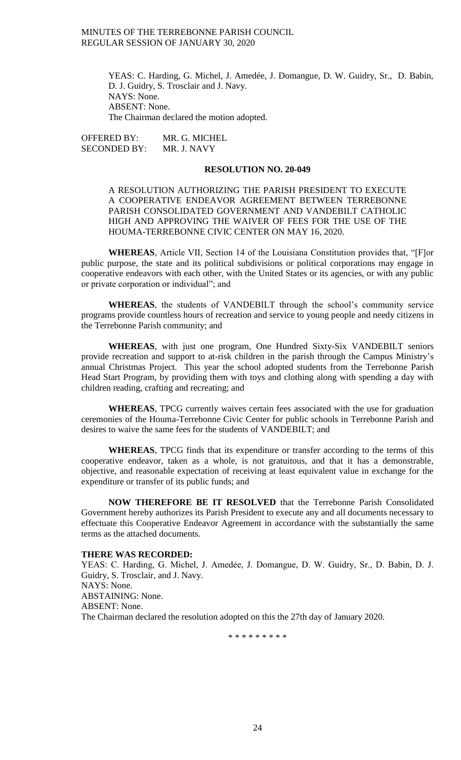YEAS: C. Harding, G. Michel, J. Amedée, J. Domangue, D. W. Guidry, Sr., D. Babin, D. J. Guidry, S. Trosclair and J. Navy.
NAYS: None.
ABSENT: None.
The Chairman declared the motion adopted.

OFFERED BY: MR. G. MICHEL
SECONDED BY: MR. J. NAVY

**RESOLUTION NO. 20-049**

A RESOLUTION AUTHORIZING THE PARISH PRESIDENT TO EXECUTE A COOPERATIVE ENDEAVOR AGREEMENT BETWEEN TERREBONNE PARISH CONSOLIDATED GOVERNMENT AND VANDEBILT CATHOLIC HIGH AND APPROVING THE WAIVER OF FEES FOR THE USE OF THE HOUMA-TERREBONNE CIVIC CENTER ON MAY 16, 2020.

**WHEREAS**, Article VII, Section 14 of the Louisiana Constitution provides that, "[F]or public purpose, the state and its political subdivisions or political corporations may engage in cooperative endeavors with each other, with the United States or its agencies, or with any public or private corporation or individual"; and

**WHEREAS**, the students of VANDEBILT through the school's community service programs provide countless hours of recreation and service to young people and needy citizens in the Terrebonne Parish community; and

**WHEREAS**, with just one program, One Hundred Sixty-Six VANDEBILT seniors provide recreation and support to at-risk children in the parish through the Campus Ministry's annual Christmas Project. This year the school adopted students from the Terrebonne Parish Head Start Program, by providing them with toys and clothing along with spending a day with children reading, crafting and recreating; and

**WHEREAS**, TPCG currently waives certain fees associated with the use for graduation ceremonies of the Houma-Terrebonne Civic Center for public schools in Terrebonne Parish and desires to waive the same fees for the students of VANDEBILT; and

**WHEREAS**, TPCG finds that its expenditure or transfer according to the terms of this cooperative endeavor, taken as a whole, is not gratuitous, and that it has a demonstrable, objective, and reasonable expectation of receiving at least equivalent value in exchange for the expenditure or transfer of its public funds; and

**NOW THEREFORE BE IT RESOLVED** that the Terrebonne Parish Consolidated Government hereby authorizes its Parish President to execute any and all documents necessary to effectuate this Cooperative Endeavor Agreement in accordance with the substantially the same terms as the attached documents.

**THERE WAS RECORDED:**
YEAS: C. Harding, G. Michel, J. Amedėe, J. Domangue, D. W. Guidry, Sr., D. Babin, D. J. Guidry, S. Trosclair, and J. Navy.
NAYS: None.
ABSTAINING: None.
ABSENT: None.
The Chairman declared the resolution adopted on this the 27th day of January 2020.

\* \* \* \* \* \* \* \* \*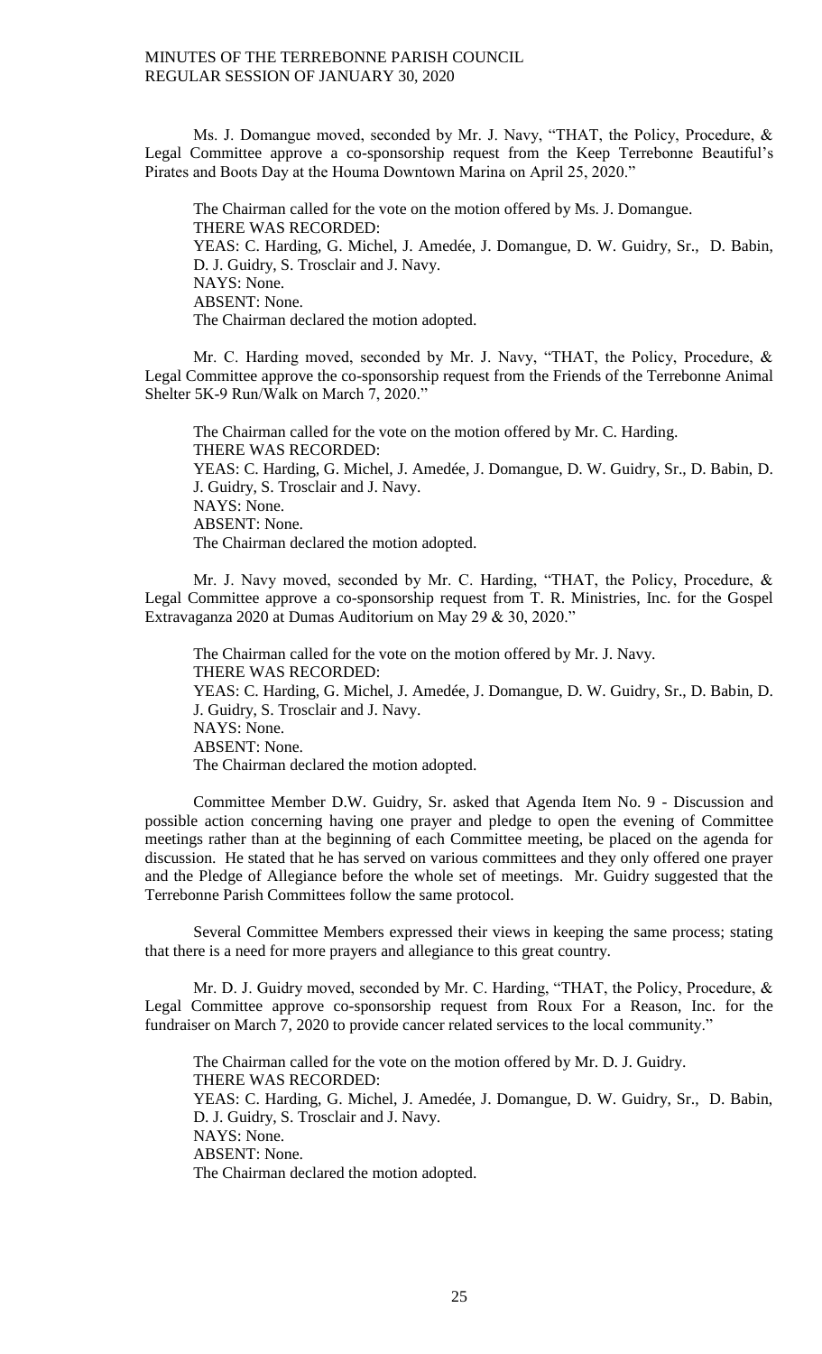Ms. J. Domangue moved, seconded by Mr. J. Navy, "THAT, the Policy, Procedure, & Legal Committee approve a co-sponsorship request from the Keep Terrebonne Beautiful's Pirates and Boots Day at the Houma Downtown Marina on April 25, 2020."

The Chairman called for the vote on the motion offered by Ms. J. Domangue.
THERE WAS RECORDED:
YEAS: C. Harding, G. Michel, J. Amedée, J. Domangue, D. W. Guidry, Sr., D. Babin, D. J. Guidry, S. Trosclair and J. Navy.
NAYS: None.
ABSENT: None.
The Chairman declared the motion adopted.

Mr. C. Harding moved, seconded by Mr. J. Navy, "THAT, the Policy, Procedure, & Legal Committee approve the co-sponsorship request from the Friends of the Terrebonne Animal Shelter 5K-9 Run/Walk on March 7, 2020."

The Chairman called for the vote on the motion offered by Mr. C. Harding.
THERE WAS RECORDED:
YEAS: C. Harding, G. Michel, J. Amedée, J. Domangue, D. W. Guidry, Sr., D. Babin, D. J. Guidry, S. Trosclair and J. Navy.
NAYS: None.
ABSENT: None.
The Chairman declared the motion adopted.

Mr. J. Navy moved, seconded by Mr. C. Harding, "THAT, the Policy, Procedure, & Legal Committee approve a co-sponsorship request from T. R. Ministries, Inc. for the Gospel Extravaganza 2020 at Dumas Auditorium on May 29 & 30, 2020."

The Chairman called for the vote on the motion offered by Mr. J. Navy.
THERE WAS RECORDED:
YEAS: C. Harding, G. Michel, J. Amedée, J. Domangue, D. W. Guidry, Sr., D. Babin, D. J. Guidry, S. Trosclair and J. Navy.
NAYS: None.
ABSENT: None.
The Chairman declared the motion adopted.

Committee Member D.W. Guidry, Sr. asked that Agenda Item No. 9 - Discussion and possible action concerning having one prayer and pledge to open the evening of Committee meetings rather than at the beginning of each Committee meeting, be placed on the agenda for discussion. He stated that he has served on various committees and they only offered one prayer and the Pledge of Allegiance before the whole set of meetings. Mr. Guidry suggested that the Terrebonne Parish Committees follow the same protocol.

Several Committee Members expressed their views in keeping the same process; stating that there is a need for more prayers and allegiance to this great country.

Mr. D. J. Guidry moved, seconded by Mr. C. Harding, "THAT, the Policy, Procedure, & Legal Committee approve co-sponsorship request from Roux For a Reason, Inc. for the fundraiser on March 7, 2020 to provide cancer related services to the local community."

The Chairman called for the vote on the motion offered by Mr. D. J. Guidry.
THERE WAS RECORDED:
YEAS: C. Harding, G. Michel, J. Amedée, J. Domangue, D. W. Guidry, Sr., D. Babin, D. J. Guidry, S. Trosclair and J. Navy.
NAYS: None.
ABSENT: None.
The Chairman declared the motion adopted.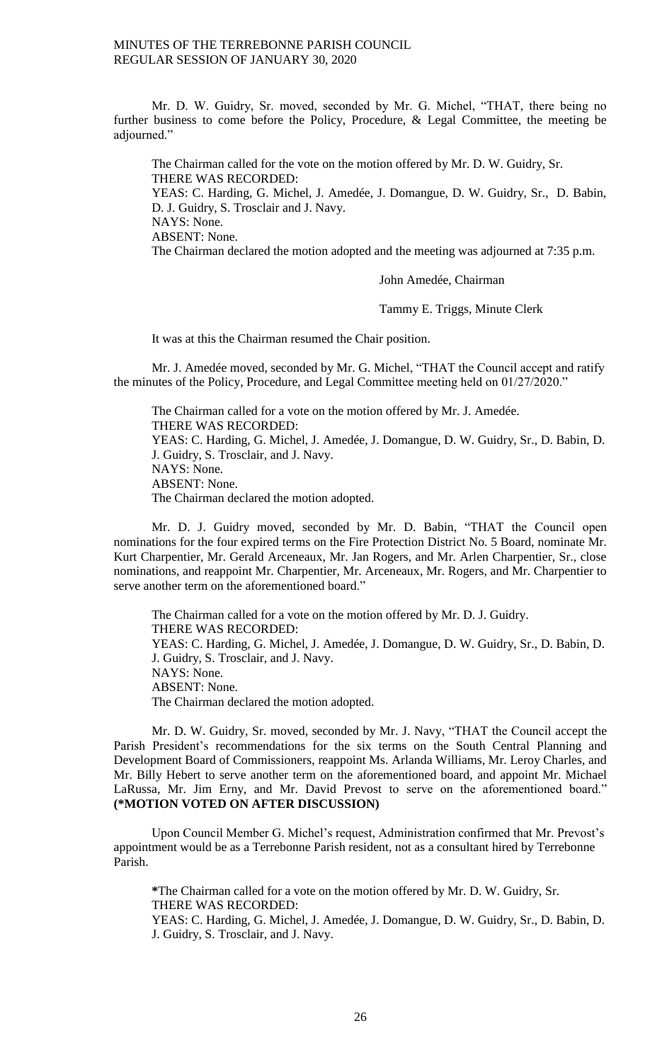Mr. D. W. Guidry, Sr. moved, seconded by Mr. G. Michel, "THAT, there being no further business to come before the Policy, Procedure, & Legal Committee, the meeting be adjourned."

The Chairman called for the vote on the motion offered by Mr. D. W. Guidry, Sr.
THERE WAS RECORDED:
YEAS: C. Harding, G. Michel, J. Amedée, J. Domangue, D. W. Guidry, Sr., D. Babin, D. J. Guidry, S. Trosclair and J. Navy.
NAYS: None.
ABSENT: None.
The Chairman declared the motion adopted and the meeting was adjourned at 7:35 p.m.

John Amedée, Chairman

Tammy E. Triggs, Minute Clerk

It was at this the Chairman resumed the Chair position.

Mr. J. Amedée moved, seconded by Mr. G. Michel, "THAT the Council accept and ratify the minutes of the Policy, Procedure, and Legal Committee meeting held on 01/27/2020."

The Chairman called for a vote on the motion offered by Mr. J. Amedée.
THERE WAS RECORDED:
YEAS: C. Harding, G. Michel, J. Amedée, J. Domangue, D. W. Guidry, Sr., D. Babin, D. J. Guidry, S. Trosclair, and J. Navy.
NAYS: None.
ABSENT: None.
The Chairman declared the motion adopted.

Mr. D. J. Guidry moved, seconded by Mr. D. Babin, "THAT the Council open nominations for the four expired terms on the Fire Protection District No. 5 Board, nominate Mr. Kurt Charpentier, Mr. Gerald Arceneaux, Mr. Jan Rogers, and Mr. Arlen Charpentier, Sr., close nominations, and reappoint Mr. Charpentier, Mr. Arceneaux, Mr. Rogers, and Mr. Charpentier to serve another term on the aforementioned board."

The Chairman called for a vote on the motion offered by Mr. D. J. Guidry.
THERE WAS RECORDED:
YEAS: C. Harding, G. Michel, J. Amedée, J. Domangue, D. W. Guidry, Sr., D. Babin, D. J. Guidry, S. Trosclair, and J. Navy.
NAYS: None.
ABSENT: None.
The Chairman declared the motion adopted.

Mr. D. W. Guidry, Sr. moved, seconded by Mr. J. Navy, "THAT the Council accept the Parish President's recommendations for the six terms on the South Central Planning and Development Board of Commissioners, reappoint Ms. Arlanda Williams, Mr. Leroy Charles, and Mr. Billy Hebert to serve another term on the aforementioned board, and appoint Mr. Michael LaRussa, Mr. Jim Erny, and Mr. David Prevost to serve on the aforementioned board." **(*MOTION VOTED ON AFTER DISCUSSION)**

Upon Council Member G. Michel's request, Administration confirmed that Mr. Prevost's appointment would be as a Terrebonne Parish resident, not as a consultant hired by Terrebonne Parish.

*The Chairman called for a vote on the motion offered by Mr. D. W. Guidry, Sr.
THERE WAS RECORDED:
YEAS: C. Harding, G. Michel, J. Amedée, J. Domangue, D. W. Guidry, Sr., D. Babin, D. J. Guidry, S. Trosclair, and J. Navy.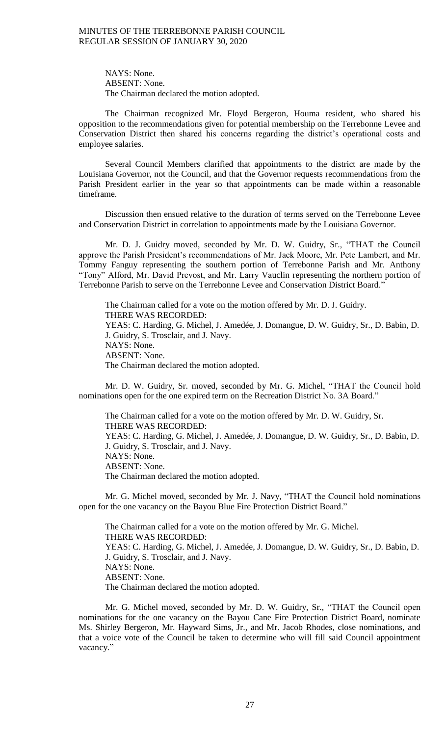NAYS: None.
ABSENT: None.
The Chairman declared the motion adopted.

The Chairman recognized Mr. Floyd Bergeron, Houma resident, who shared his opposition to the recommendations given for potential membership on the Terrebonne Levee and Conservation District then shared his concerns regarding the district's operational costs and employee salaries.

Several Council Members clarified that appointments to the district are made by the Louisiana Governor, not the Council, and that the Governor requests recommendations from the Parish President earlier in the year so that appointments can be made within a reasonable timeframe.

Discussion then ensued relative to the duration of terms served on the Terrebonne Levee and Conservation District in correlation to appointments made by the Louisiana Governor.

Mr. D. J. Guidry moved, seconded by Mr. D. W. Guidry, Sr., "THAT the Council approve the Parish President's recommendations of Mr. Jack Moore, Mr. Pete Lambert, and Mr. Tommy Fanguy representing the southern portion of Terrebonne Parish and Mr. Anthony "Tony" Alford, Mr. David Prevost, and Mr. Larry Vauclin representing the northern portion of Terrebonne Parish to serve on the Terrebonne Levee and Conservation District Board."

The Chairman called for a vote on the motion offered by Mr. D. J. Guidry.
THERE WAS RECORDED:
YEAS: C. Harding, G. Michel, J. Amedée, J. Domangue, D. W. Guidry, Sr., D. Babin, D. J. Guidry, S. Trosclair, and J. Navy.
NAYS: None.
ABSENT: None.
The Chairman declared the motion adopted.

Mr. D. W. Guidry, Sr. moved, seconded by Mr. G. Michel, "THAT the Council hold nominations open for the one expired term on the Recreation District No. 3A Board."

The Chairman called for a vote on the motion offered by Mr. D. W. Guidry, Sr.
THERE WAS RECORDED:
YEAS: C. Harding, G. Michel, J. Amedée, J. Domangue, D. W. Guidry, Sr., D. Babin, D. J. Guidry, S. Trosclair, and J. Navy.
NAYS: None.
ABSENT: None.
The Chairman declared the motion adopted.

Mr. G. Michel moved, seconded by Mr. J. Navy, "THAT the Council hold nominations open for the one vacancy on the Bayou Blue Fire Protection District Board."

The Chairman called for a vote on the motion offered by Mr. G. Michel.
THERE WAS RECORDED:
YEAS: C. Harding, G. Michel, J. Amedée, J. Domangue, D. W. Guidry, Sr., D. Babin, D. J. Guidry, S. Trosclair, and J. Navy.
NAYS: None.
ABSENT: None.
The Chairman declared the motion adopted.

Mr. G. Michel moved, seconded by Mr. D. W. Guidry, Sr., "THAT the Council open nominations for the one vacancy on the Bayou Cane Fire Protection District Board, nominate Ms. Shirley Bergeron, Mr. Hayward Sims, Jr., and Mr. Jacob Rhodes, close nominations, and that a voice vote of the Council be taken to determine who will fill said Council appointment vacancy."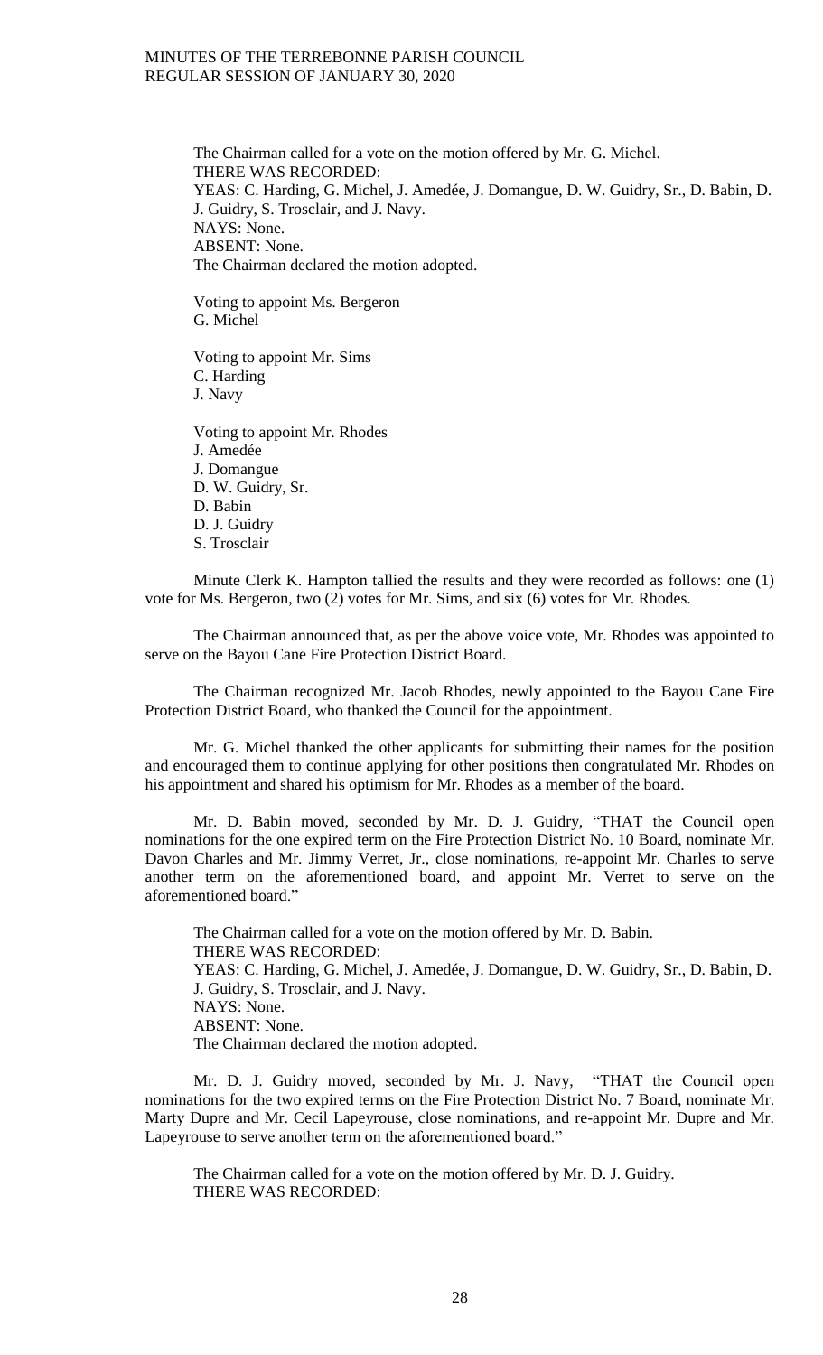The Chairman called for a vote on the motion offered by Mr. G. Michel.
THERE WAS RECORDED:
YEAS: C. Harding, G. Michel, J. Amedée, J. Domangue, D. W. Guidry, Sr., D. Babin, D. J. Guidry, S. Trosclair, and J. Navy.
NAYS: None.
ABSENT: None.
The Chairman declared the motion adopted.

Voting to appoint Ms. Bergeron
G. Michel

Voting to appoint Mr. Sims
C. Harding
J. Navy

Voting to appoint Mr. Rhodes
J. Amedée
J. Domangue
D. W. Guidry, Sr.
D. Babin
D. J. Guidry
S. Trosclair

Minute Clerk K. Hampton tallied the results and they were recorded as follows: one (1) vote for Ms. Bergeron, two (2) votes for Mr. Sims, and six (6) votes for Mr. Rhodes.

The Chairman announced that, as per the above voice vote, Mr. Rhodes was appointed to serve on the Bayou Cane Fire Protection District Board.

The Chairman recognized Mr. Jacob Rhodes, newly appointed to the Bayou Cane Fire Protection District Board, who thanked the Council for the appointment.

Mr. G. Michel thanked the other applicants for submitting their names for the position and encouraged them to continue applying for other positions then congratulated Mr. Rhodes on his appointment and shared his optimism for Mr. Rhodes as a member of the board.

Mr. D. Babin moved, seconded by Mr. D. J. Guidry, "THAT the Council open nominations for the one expired term on the Fire Protection District No. 10 Board, nominate Mr. Davon Charles and Mr. Jimmy Verret, Jr., close nominations, re-appoint Mr. Charles to serve another term on the aforementioned board, and appoint Mr. Verret to serve on the aforementioned board."

The Chairman called for a vote on the motion offered by Mr. D. Babin.
THERE WAS RECORDED:
YEAS: C. Harding, G. Michel, J. Amedée, J. Domangue, D. W. Guidry, Sr., D. Babin, D. J. Guidry, S. Trosclair, and J. Navy.
NAYS: None.
ABSENT: None.
The Chairman declared the motion adopted.

Mr. D. J. Guidry moved, seconded by Mr. J. Navy, "THAT the Council open nominations for the two expired terms on the Fire Protection District No. 7 Board, nominate Mr. Marty Dupre and Mr. Cecil Lapeyrouse, close nominations, and re-appoint Mr. Dupre and Mr. Lapeyrouse to serve another term on the aforementioned board."

The Chairman called for a vote on the motion offered by Mr. D. J. Guidry.
THERE WAS RECORDED: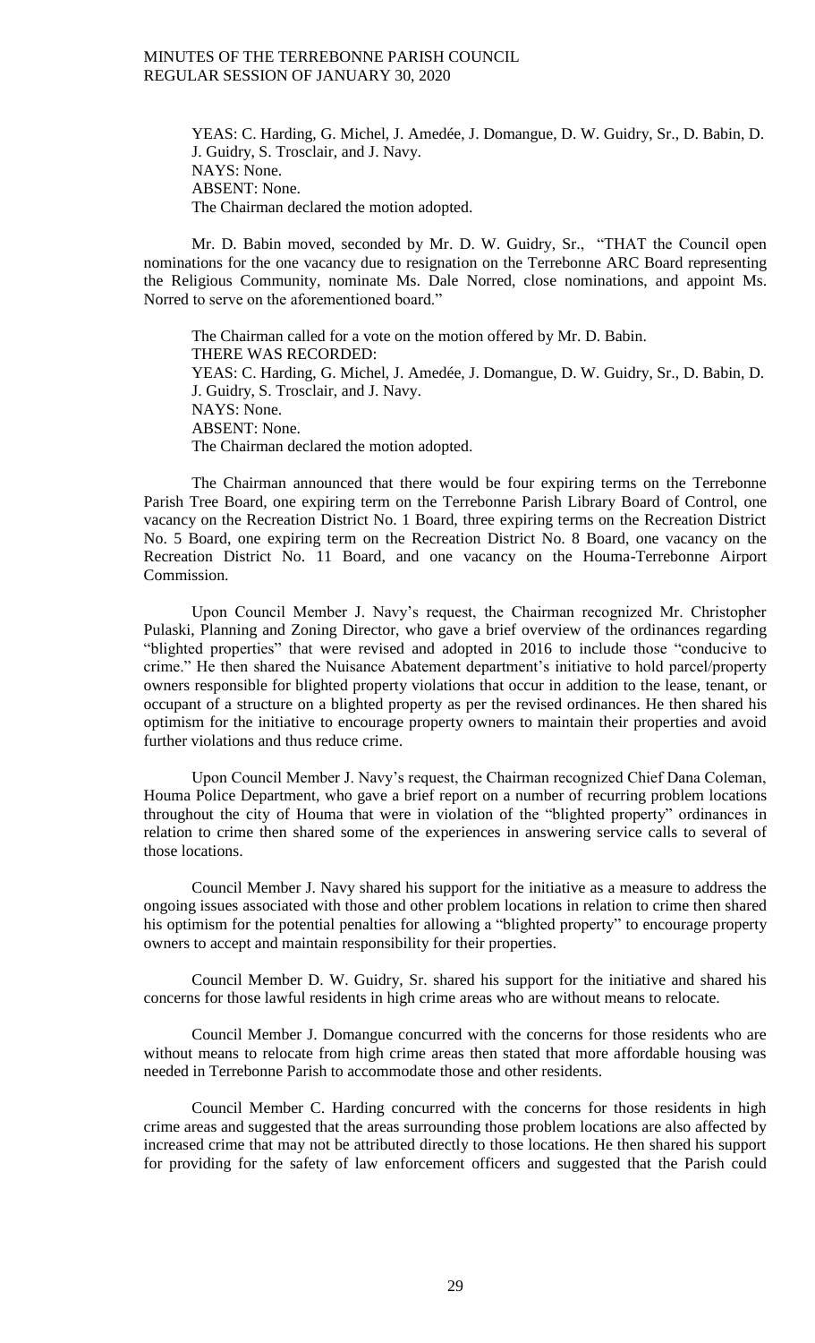YEAS: C. Harding, G. Michel, J. Amedée, J. Domangue, D. W. Guidry, Sr., D. Babin, D. J. Guidry, S. Trosclair, and J. Navy.
NAYS: None.
ABSENT: None.
The Chairman declared the motion adopted.

Mr. D. Babin moved, seconded by Mr. D. W. Guidry, Sr., "THAT the Council open nominations for the one vacancy due to resignation on the Terrebonne ARC Board representing the Religious Community, nominate Ms. Dale Norred, close nominations, and appoint Ms. Norred to serve on the aforementioned board."

The Chairman called for a vote on the motion offered by Mr. D. Babin.
THERE WAS RECORDED:
YEAS: C. Harding, G. Michel, J. Amedée, J. Domangue, D. W. Guidry, Sr., D. Babin, D. J. Guidry, S. Trosclair, and J. Navy.
NAYS: None.
ABSENT: None.
The Chairman declared the motion adopted.

The Chairman announced that there would be four expiring terms on the Terrebonne Parish Tree Board, one expiring term on the Terrebonne Parish Library Board of Control, one vacancy on the Recreation District No. 1 Board, three expiring terms on the Recreation District No. 5 Board, one expiring term on the Recreation District No. 8 Board, one vacancy on the Recreation District No. 11 Board, and one vacancy on the Houma-Terrebonne Airport Commission.

Upon Council Member J. Navy's request, the Chairman recognized Mr. Christopher Pulaski, Planning and Zoning Director, who gave a brief overview of the ordinances regarding "blighted properties" that were revised and adopted in 2016 to include those "conducive to crime." He then shared the Nuisance Abatement department's initiative to hold parcel/property owners responsible for blighted property violations that occur in addition to the lease, tenant, or occupant of a structure on a blighted property as per the revised ordinances. He then shared his optimism for the initiative to encourage property owners to maintain their properties and avoid further violations and thus reduce crime.

Upon Council Member J. Navy's request, the Chairman recognized Chief Dana Coleman, Houma Police Department, who gave a brief report on a number of recurring problem locations throughout the city of Houma that were in violation of the "blighted property" ordinances in relation to crime then shared some of the experiences in answering service calls to several of those locations.

Council Member J. Navy shared his support for the initiative as a measure to address the ongoing issues associated with those and other problem locations in relation to crime then shared his optimism for the potential penalties for allowing a "blighted property" to encourage property owners to accept and maintain responsibility for their properties.

Council Member D. W. Guidry, Sr. shared his support for the initiative and shared his concerns for those lawful residents in high crime areas who are without means to relocate.

Council Member J. Domangue concurred with the concerns for those residents who are without means to relocate from high crime areas then stated that more affordable housing was needed in Terrebonne Parish to accommodate those and other residents.

Council Member C. Harding concurred with the concerns for those residents in high crime areas and suggested that the areas surrounding those problem locations are also affected by increased crime that may not be attributed directly to those locations. He then shared his support for providing for the safety of law enforcement officers and suggested that the Parish could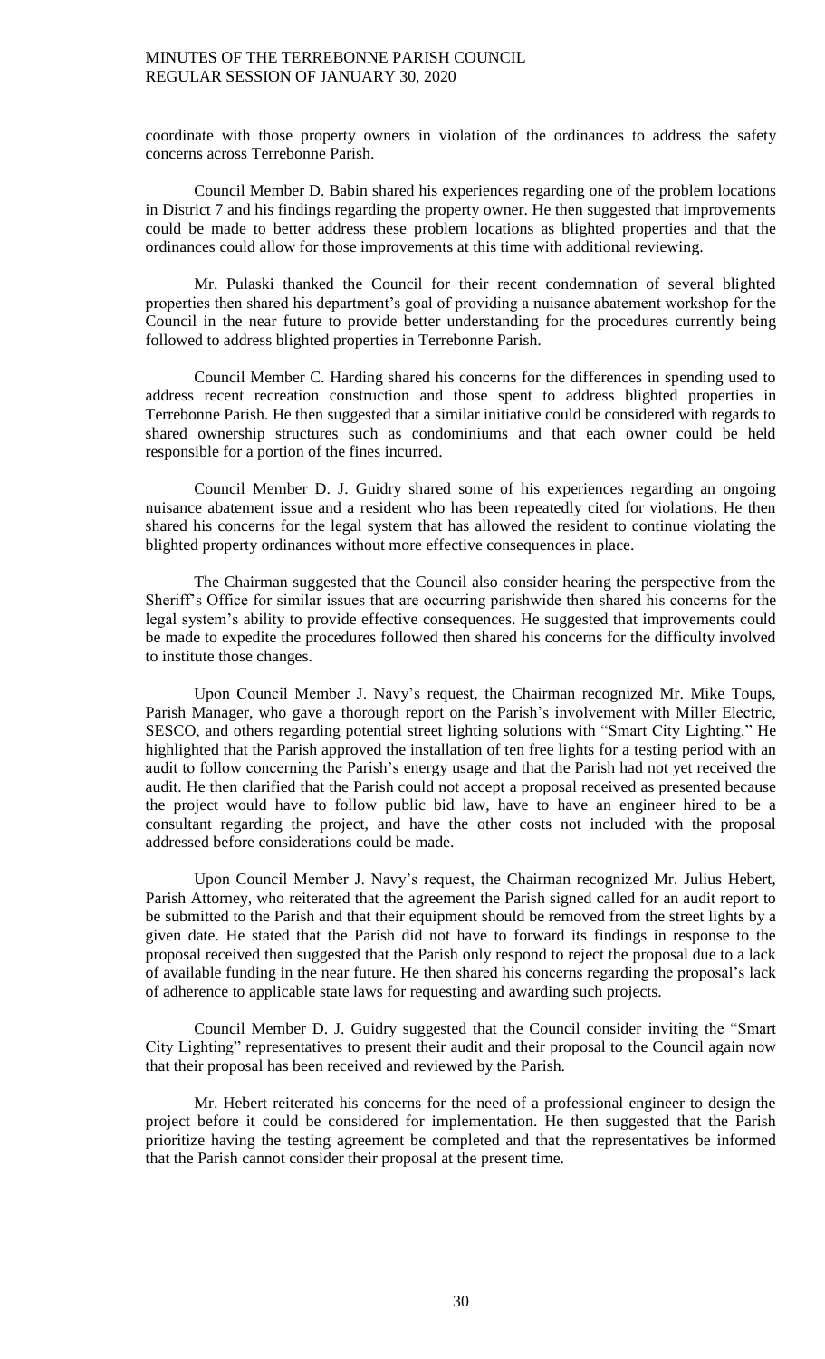coordinate with those property owners in violation of the ordinances to address the safety concerns across Terrebonne Parish.

Council Member D. Babin shared his experiences regarding one of the problem locations in District 7 and his findings regarding the property owner. He then suggested that improvements could be made to better address these problem locations as blighted properties and that the ordinances could allow for those improvements at this time with additional reviewing.

Mr. Pulaski thanked the Council for their recent condemnation of several blighted properties then shared his department's goal of providing a nuisance abatement workshop for the Council in the near future to provide better understanding for the procedures currently being followed to address blighted properties in Terrebonne Parish.

Council Member C. Harding shared his concerns for the differences in spending used to address recent recreation construction and those spent to address blighted properties in Terrebonne Parish. He then suggested that a similar initiative could be considered with regards to shared ownership structures such as condominiums and that each owner could be held responsible for a portion of the fines incurred.

Council Member D. J. Guidry shared some of his experiences regarding an ongoing nuisance abatement issue and a resident who has been repeatedly cited for violations. He then shared his concerns for the legal system that has allowed the resident to continue violating the blighted property ordinances without more effective consequences in place.

The Chairman suggested that the Council also consider hearing the perspective from the Sheriff's Office for similar issues that are occurring parishwide then shared his concerns for the legal system's ability to provide effective consequences. He suggested that improvements could be made to expedite the procedures followed then shared his concerns for the difficulty involved to institute those changes.

Upon Council Member J. Navy's request, the Chairman recognized Mr. Mike Toups, Parish Manager, who gave a thorough report on the Parish's involvement with Miller Electric, SESCO, and others regarding potential street lighting solutions with "Smart City Lighting." He highlighted that the Parish approved the installation of ten free lights for a testing period with an audit to follow concerning the Parish's energy usage and that the Parish had not yet received the audit. He then clarified that the Parish could not accept a proposal received as presented because the project would have to follow public bid law, have to have an engineer hired to be a consultant regarding the project, and have the other costs not included with the proposal addressed before considerations could be made.

Upon Council Member J. Navy's request, the Chairman recognized Mr. Julius Hebert, Parish Attorney, who reiterated that the agreement the Parish signed called for an audit report to be submitted to the Parish and that their equipment should be removed from the street lights by a given date. He stated that the Parish did not have to forward its findings in response to the proposal received then suggested that the Parish only respond to reject the proposal due to a lack of available funding in the near future. He then shared his concerns regarding the proposal's lack of adherence to applicable state laws for requesting and awarding such projects.

Council Member D. J. Guidry suggested that the Council consider inviting the "Smart City Lighting" representatives to present their audit and their proposal to the Council again now that their proposal has been received and reviewed by the Parish.

Mr. Hebert reiterated his concerns for the need of a professional engineer to design the project before it could be considered for implementation. He then suggested that the Parish prioritize having the testing agreement be completed and that the representatives be informed that the Parish cannot consider their proposal at the present time.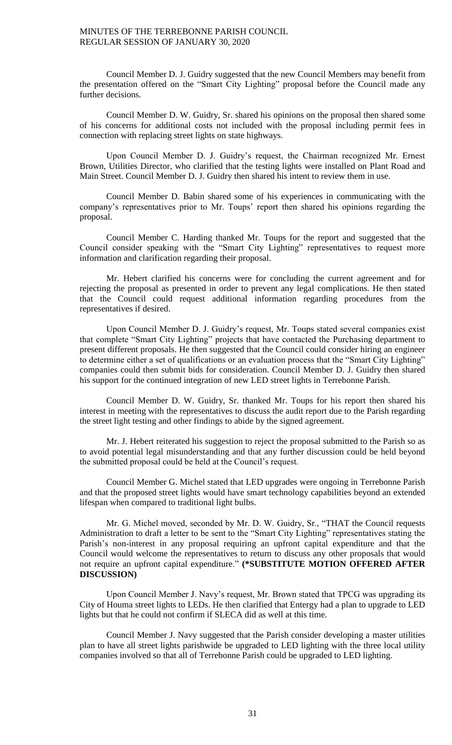Council Member D. J. Guidry suggested that the new Council Members may benefit from the presentation offered on the "Smart City Lighting" proposal before the Council made any further decisions.

Council Member D. W. Guidry, Sr. shared his opinions on the proposal then shared some of his concerns for additional costs not included with the proposal including permit fees in connection with replacing street lights on state highways.

Upon Council Member D. J. Guidry's request, the Chairman recognized Mr. Ernest Brown, Utilities Director, who clarified that the testing lights were installed on Plant Road and Main Street. Council Member D. J. Guidry then shared his intent to review them in use.

Council Member D. Babin shared some of his experiences in communicating with the company's representatives prior to Mr. Toups' report then shared his opinions regarding the proposal.

Council Member C. Harding thanked Mr. Toups for the report and suggested that the Council consider speaking with the "Smart City Lighting" representatives to request more information and clarification regarding their proposal.

Mr. Hebert clarified his concerns were for concluding the current agreement and for rejecting the proposal as presented in order to prevent any legal complications. He then stated that the Council could request additional information regarding procedures from the representatives if desired.

Upon Council Member D. J. Guidry's request, Mr. Toups stated several companies exist that complete "Smart City Lighting" projects that have contacted the Purchasing department to present different proposals. He then suggested that the Council could consider hiring an engineer to determine either a set of qualifications or an evaluation process that the "Smart City Lighting" companies could then submit bids for consideration. Council Member D. J. Guidry then shared his support for the continued integration of new LED street lights in Terrebonne Parish.

Council Member D. W. Guidry, Sr. thanked Mr. Toups for his report then shared his interest in meeting with the representatives to discuss the audit report due to the Parish regarding the street light testing and other findings to abide by the signed agreement.

Mr. J. Hebert reiterated his suggestion to reject the proposal submitted to the Parish so as to avoid potential legal misunderstanding and that any further discussion could be held beyond the submitted proposal could be held at the Council's request.

Council Member G. Michel stated that LED upgrades were ongoing in Terrebonne Parish and that the proposed street lights would have smart technology capabilities beyond an extended lifespan when compared to traditional light bulbs.

Mr. G. Michel moved, seconded by Mr. D. W. Guidry, Sr., "THAT the Council requests Administration to draft a letter to be sent to the "Smart City Lighting" representatives stating the Parish's non-interest in any proposal requiring an upfront capital expenditure and that the Council would welcome the representatives to return to discuss any other proposals that would not require an upfront capital expenditure." **(*SUBSTITUTE MOTION OFFERED AFTER DISCUSSION)**

Upon Council Member J. Navy's request, Mr. Brown stated that TPCG was upgrading its City of Houma street lights to LEDs. He then clarified that Entergy had a plan to upgrade to LED lights but that he could not confirm if SLECA did as well at this time.

Council Member J. Navy suggested that the Parish consider developing a master utilities plan to have all street lights parishwide be upgraded to LED lighting with the three local utility companies involved so that all of Terrebonne Parish could be upgraded to LED lighting.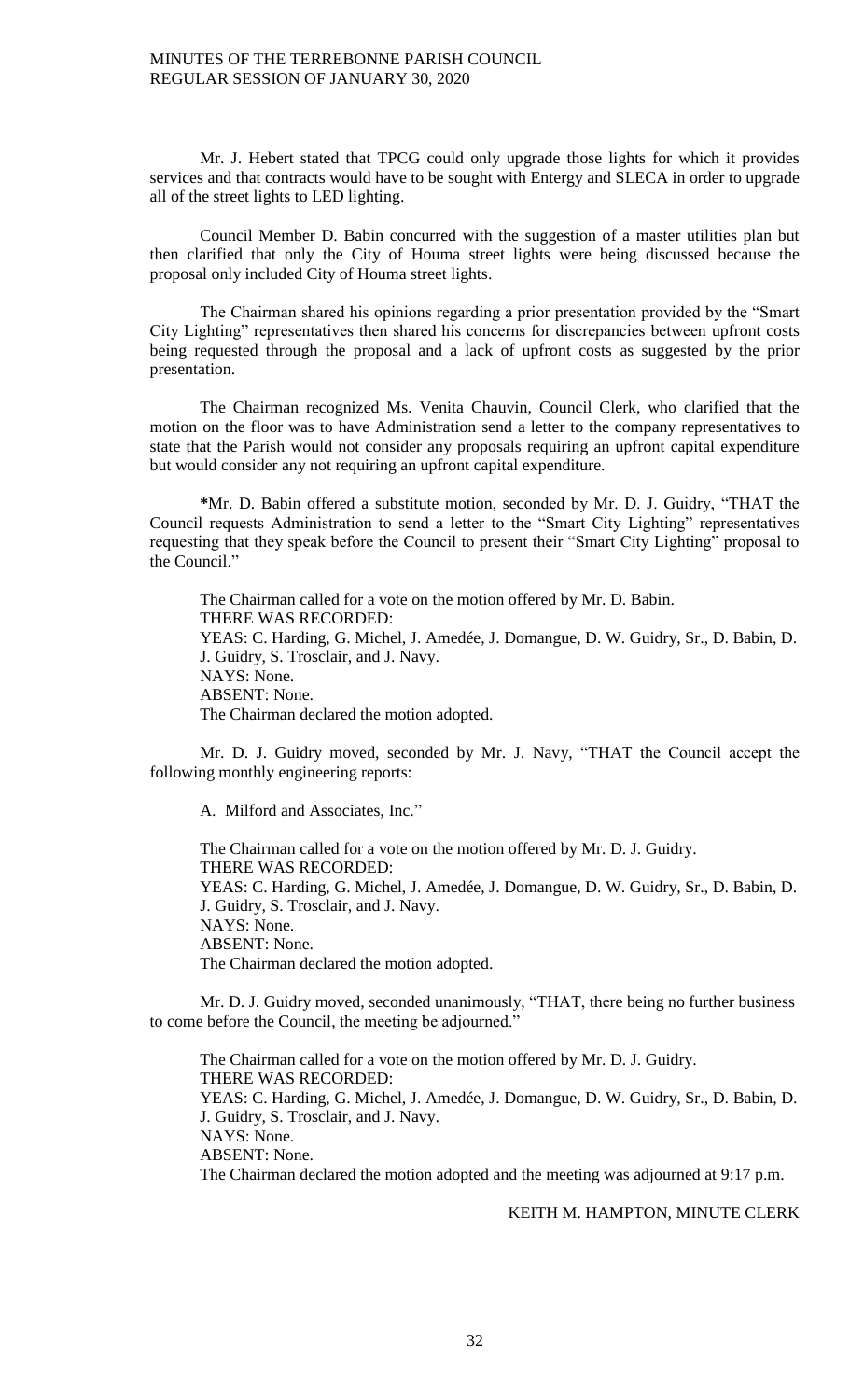Mr. J. Hebert stated that TPCG could only upgrade those lights for which it provides services and that contracts would have to be sought with Entergy and SLECA in order to upgrade all of the street lights to LED lighting.

Council Member D. Babin concurred with the suggestion of a master utilities plan but then clarified that only the City of Houma street lights were being discussed because the proposal only included City of Houma street lights.

The Chairman shared his opinions regarding a prior presentation provided by the "Smart City Lighting" representatives then shared his concerns for discrepancies between upfront costs being requested through the proposal and a lack of upfront costs as suggested by the prior presentation.

The Chairman recognized Ms. Venita Chauvin, Council Clerk, who clarified that the motion on the floor was to have Administration send a letter to the company representatives to state that the Parish would not consider any proposals requiring an upfront capital expenditure but would consider any not requiring an upfront capital expenditure.

**\***Mr. D. Babin offered a substitute motion, seconded by Mr. D. J. Guidry, "THAT the Council requests Administration to send a letter to the "Smart City Lighting" representatives requesting that they speak before the Council to present their "Smart City Lighting" proposal to the Council."

The Chairman called for a vote on the motion offered by Mr. D. Babin.
THERE WAS RECORDED:
YEAS: C. Harding, G. Michel, J. Amedée, J. Domangue, D. W. Guidry, Sr., D. Babin, D. J. Guidry, S. Trosclair, and J. Navy.
NAYS: None.
ABSENT: None.
The Chairman declared the motion adopted.

Mr. D. J. Guidry moved, seconded by Mr. J. Navy, "THAT the Council accept the following monthly engineering reports:

A. Milford and Associates, Inc."

The Chairman called for a vote on the motion offered by Mr. D. J. Guidry.
THERE WAS RECORDED:
YEAS: C. Harding, G. Michel, J. Amedée, J. Domangue, D. W. Guidry, Sr., D. Babin, D. J. Guidry, S. Trosclair, and J. Navy.
NAYS: None.
ABSENT: None.
The Chairman declared the motion adopted.

Mr. D. J. Guidry moved, seconded unanimously, "THAT, there being no further business to come before the Council, the meeting be adjourned."

The Chairman called for a vote on the motion offered by Mr. D. J. Guidry.
THERE WAS RECORDED:
YEAS: C. Harding, G. Michel, J. Amedée, J. Domangue, D. W. Guidry, Sr., D. Babin, D. J. Guidry, S. Trosclair, and J. Navy.
NAYS: None.
ABSENT: None.
The Chairman declared the motion adopted and the meeting was adjourned at 9:17 p.m.

KEITH M. HAMPTON, MINUTE CLERK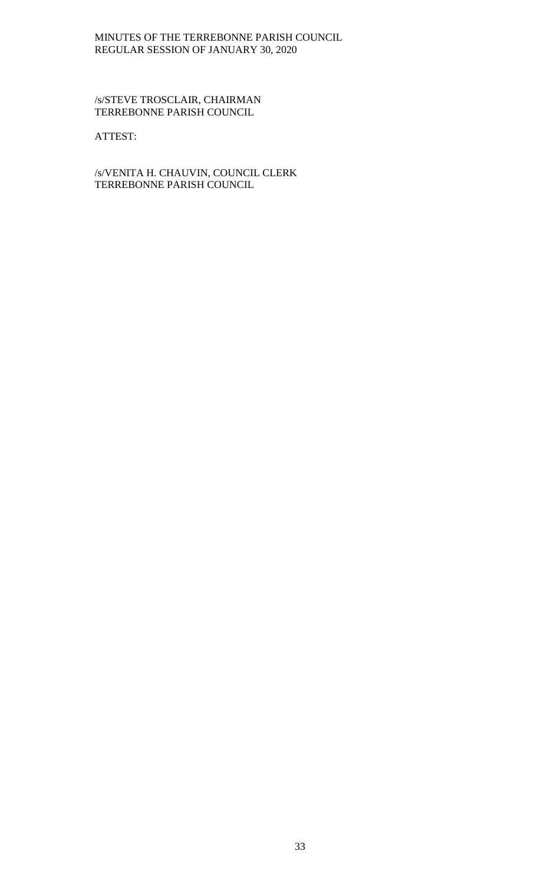/s/STEVE TROSCLAIR, CHAIRMAN
TERREBONNE PARISH COUNCIL

ATTEST:

/s/VENITA H. CHAUVIN, COUNCIL CLERK
TERREBONNE PARISH COUNCIL